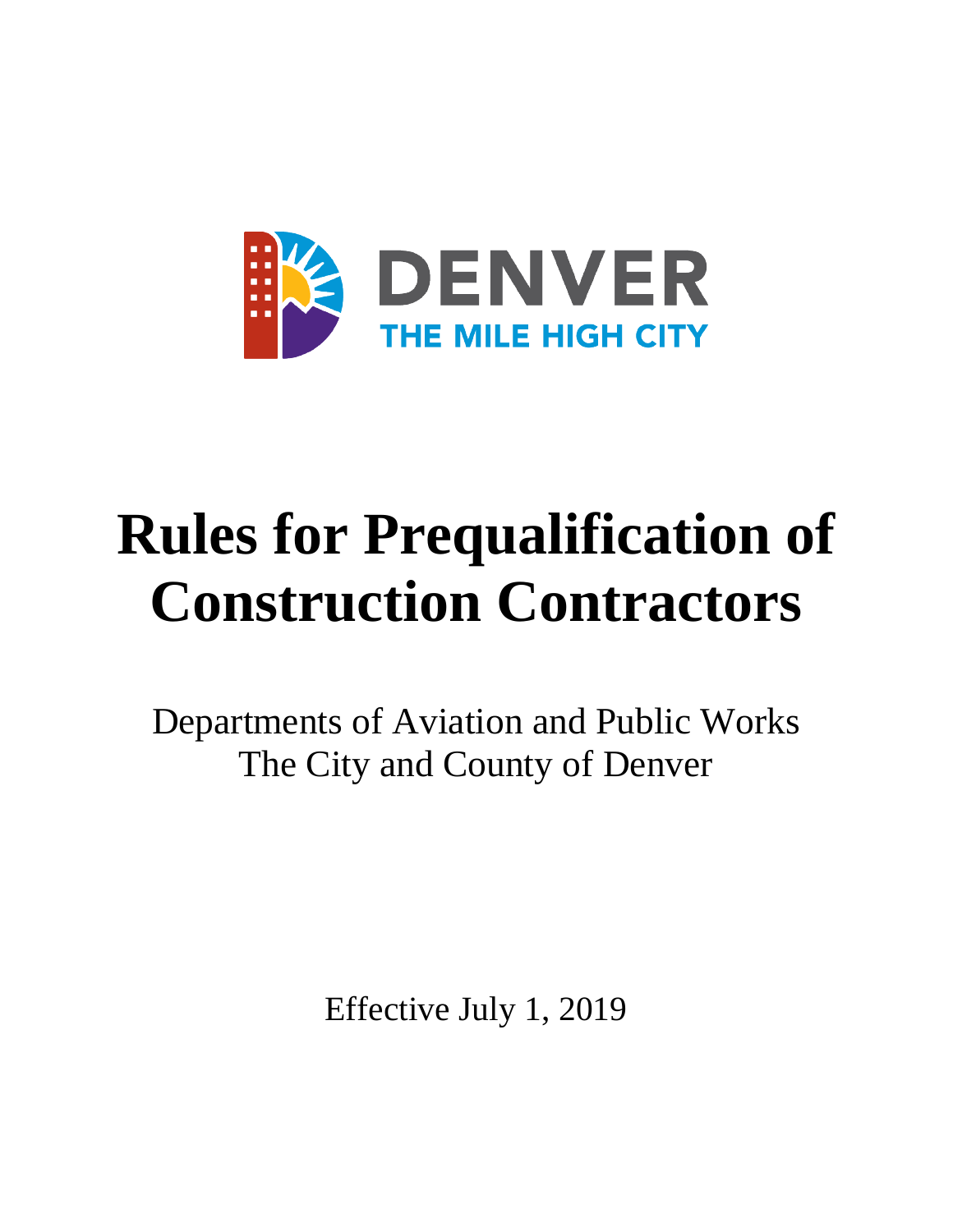DENVER

THE MILE HIGH CITY

# Rules for Prequalification of Construction Contractors

Departments of Aviation and Public Works
The City and County of Denver

Effective July 1, 2019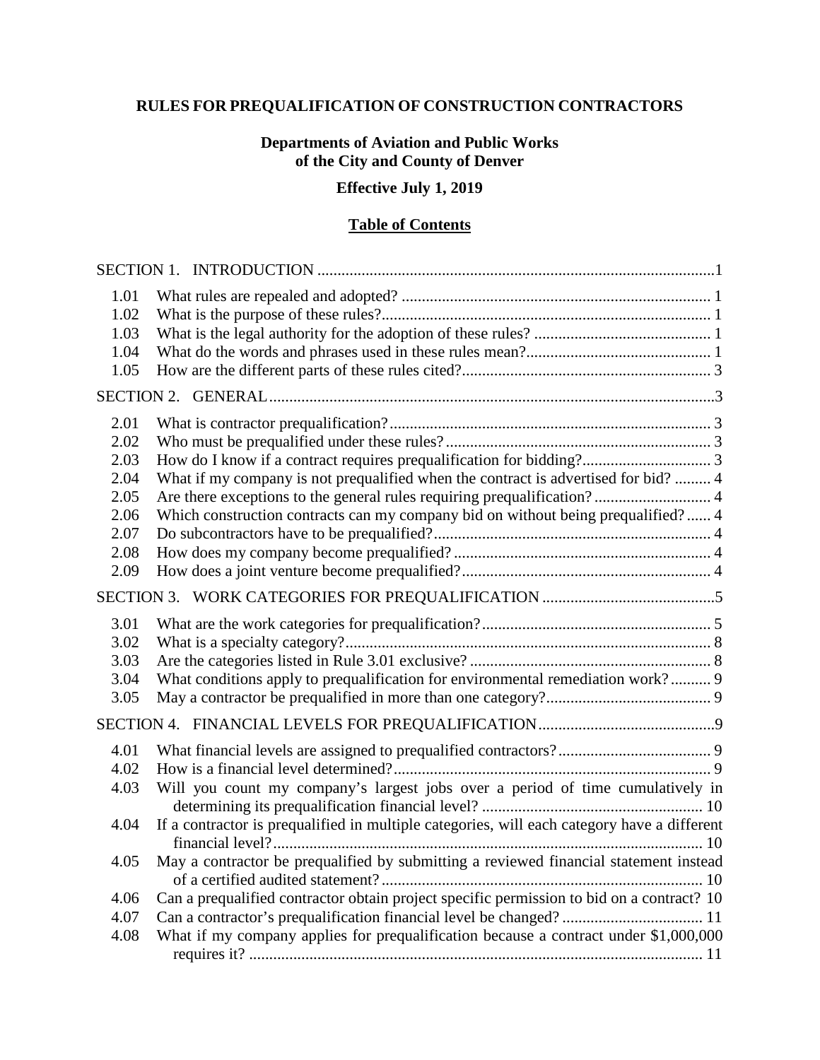**RULES FOR PREQUALIFICATION OF CONSTRUCTION CONTRACTORS**

**Departments of Aviation and Public Works of the City and County of Denver**

**Effective July 1, 2019**

**Table of Contents**

SECTION 1. INTRODUCTION ..................................................................................................1

| | | |
|---|---|---|
| 1.01 | What rules are repealed and adopted? | 1 |
| 1.02 | What is the purpose of these rules? | 1 |
| 1.03 | What is the legal authority for the adoption of these rules? | 1 |
| 1.04 | What do the words and phrases used in these rules mean? | 1 |
| 1.05 | How are the different parts of these rules cited? | 3 |

SECTION 2. GENERAL..............................................................................................................3

| | | |
|---|---|---|
| 2.01 | What is contractor prequalification? | 3 |
| 2.02 | Who must be prequalified under these rules? | 3 |
| 2.03 | How do I know if a contract requires prequalification for bidding? | 3 |
| 2.04 | What if my company is not prequalified when the contract is advertised for bid? | 4 |
| 2.05 | Are there exceptions to the general rules requiring prequalification? | 4 |
| 2.06 | Which construction contracts can my company bid on without being prequalified? | 4 |
| 2.07 | Do subcontractors have to be prequalified? | 4 |
| 2.08 | How does my company become prequalified? | 4 |
| 2.09 | How does a joint venture become prequalified? | 4 |

SECTION 3. WORK CATEGORIES FOR PREQUALIFICATION ...........................................5

| | | |
|---|---|---|
| 3.01 | What are the work categories for prequalification? | 5 |
| 3.02 | What is a specialty category? | 8 |
| 3.03 | Are the categories listed in Rule 3.01 exclusive? | 8 |
| 3.04 | What conditions apply to prequalification for environmental remediation work? | 9 |
| 3.05 | May a contractor be prequalified in more than one category? | 9 |

SECTION 4. FINANCIAL LEVELS FOR PREQUALIFICATION............................................9

| | | |
|---|---|---|
| 4.01 | What financial levels are assigned to prequalified contractors? | 9 |
| 4.02 | How is a financial level determined? | 9 |
| 4.03 | Will you count my company's largest jobs over a period of time cumulatively in determining its prequalification financial level? | 10 |
| 4.04 | If a contractor is prequalified in multiple categories, will each category have a different financial level? | 10 |
| 4.05 | May a contractor be prequalified by submitting a reviewed financial statement instead of a certified audited statement? | 10 |
| 4.06 | Can a prequalified contractor obtain project specific permission to bid on a contract? | 10 |
| 4.07 | Can a contractor's prequalification financial level be changed? | 11 |
| 4.08 | What if my company applies for prequalification because a contract under $1,000,000 requires it? | 11 |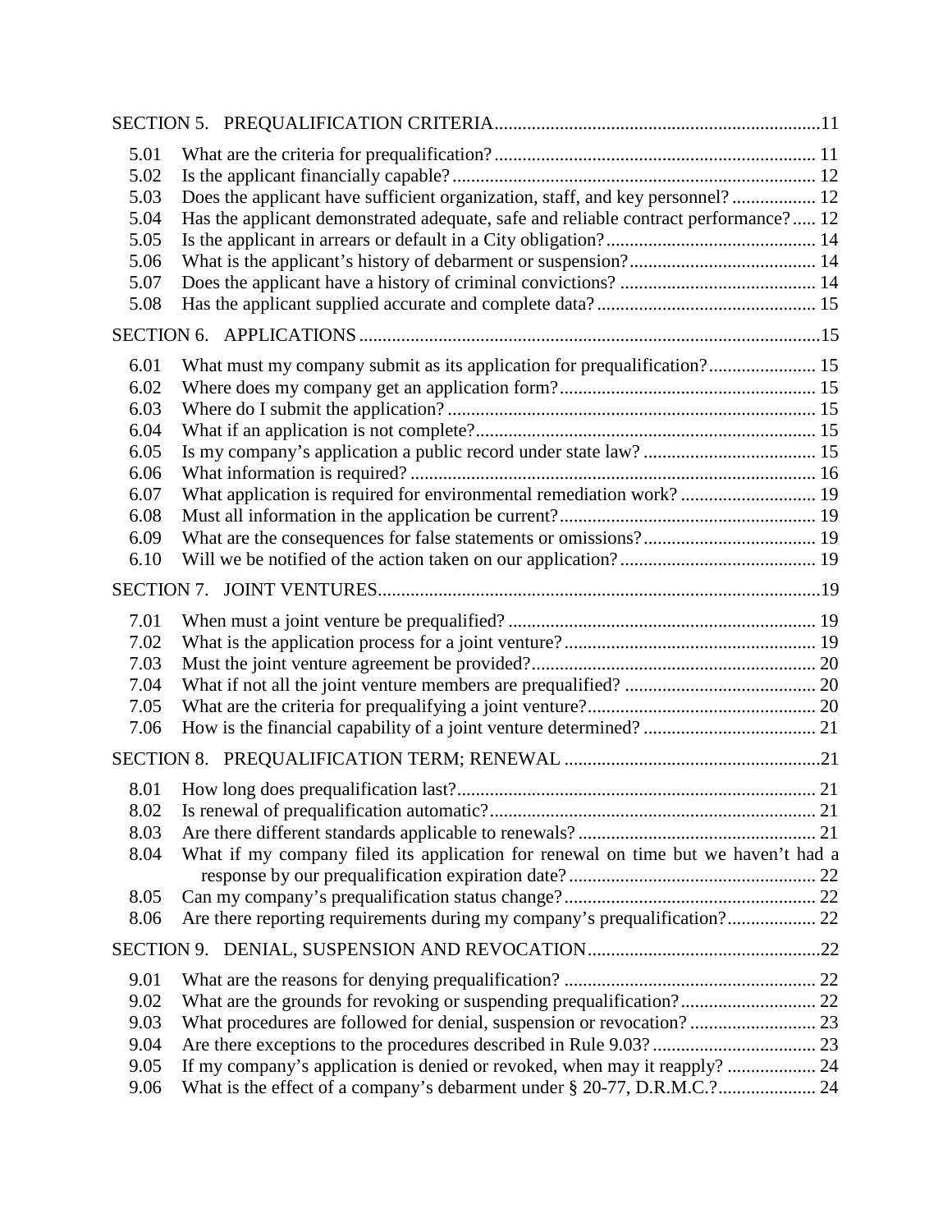SECTION 5. PREQUALIFICATION CRITERIA.....................................................................11

| | | |
|---|---|---|
| 5.01 | What are the criteria for prequalification? | 11 |
| 5.02 | Is the applicant financially capable? | 12 |
| 5.03 | Does the applicant have sufficient organization, staff, and key personnel? | 12 |
| 5.04 | Has the applicant demonstrated adequate, safe and reliable contract performance? | 12 |
| 5.05 | Is the applicant in arrears or default in a City obligation? | 14 |
| 5.06 | What is the applicant's history of debarment or suspension? | 14 |
| 5.07 | Does the applicant have a history of criminal convictions? | 14 |
| 5.08 | Has the applicant supplied accurate and complete data? | 15 |

SECTION 6. APPLICATIONS.....................................................................15

| | | |
|---|---|---|
| 6.01 | What must my company submit as its application for prequalification? | 15 |
| 6.02 | Where does my company get an application form? | 15 |
| 6.03 | Where do I submit the application? | 15 |
| 6.04 | What if an application is not complete? | 15 |
| 6.05 | Is my company's application a public record under state law? | 15 |
| 6.06 | What information is required? | 16 |
| 6.07 | What application is required for environmental remediation work? | 19 |
| 6.08 | Must all information in the application be current? | 19 |
| 6.09 | What are the consequences for false statements or omissions? | 19 |
| 6.10 | Will we be notified of the action taken on our application? | 19 |

SECTION 7. JOINT VENTURES.....................................................................19

| | | |
|---|---|---|
| 7.01 | When must a joint venture be prequalified? | 19 |
| 7.02 | What is the application process for a joint venture? | 19 |
| 7.03 | Must the joint venture agreement be provided? | 20 |
| 7.04 | What if not all the joint venture members are prequalified? | 20 |
| 7.05 | What are the criteria for prequalifying a joint venture? | 20 |
| 7.06 | How is the financial capability of a joint venture determined? | 21 |

SECTION 8. PREQUALIFICATION TERM; RENEWAL.....................................................................21

| | | |
|---|---|---|
| 8.01 | How long does prequalification last? | 21 |
| 8.02 | Is renewal of prequalification automatic? | 21 |
| 8.03 | Are there different standards applicable to renewals? | 21 |
| 8.04 | What if my company filed its application for renewal on time but we haven't had a response by our prequalification expiration date? | 22 |
| 8.05 | Can my company's prequalification status change? | 22 |
| 8.06 | Are there reporting requirements during my company's prequalification? | 22 |

SECTION 9. DENIAL, SUSPENSION AND REVOCATION.....................................................................22

| | | |
|---|---|---|
| 9.01 | What are the reasons for denying prequalification? | 22 |
| 9.02 | What are the grounds for revoking or suspending prequalification? | 22 |
| 9.03 | What procedures are followed for denial, suspension or revocation? | 23 |
| 9.04 | Are there exceptions to the procedures described in Rule 9.03? | 23 |
| 9.05 | If my company's application is denied or revoked, when may it reapply? | 24 |
| 9.06 | What is the effect of a company's debarment under § 20-77, D.R.M.C.? | 24 |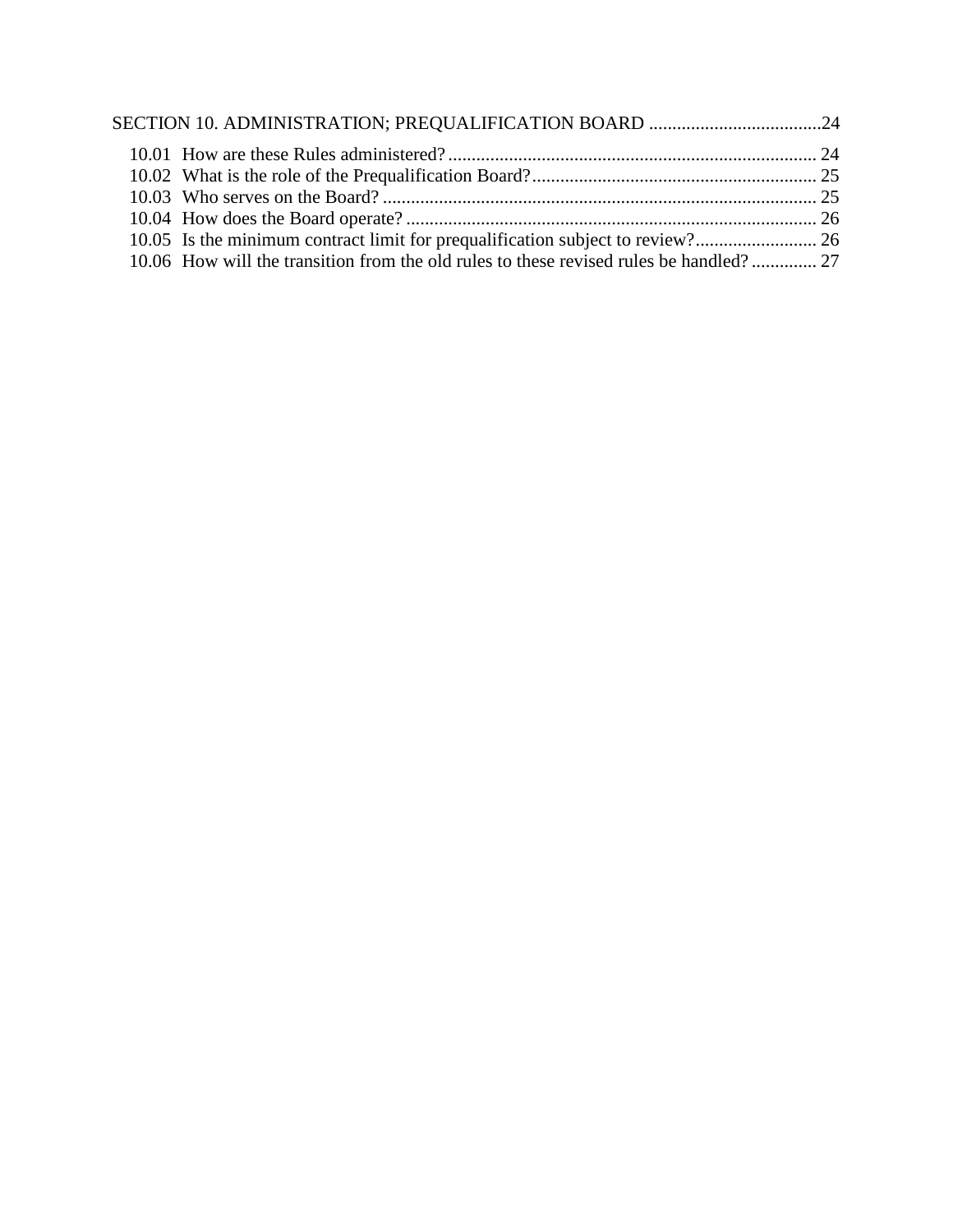SECTION 10. ADMINISTRATION; PREQUALIFICATION BOARD .....................................24

- 10.01 How are these Rules administered? ............................................................................... 24
- 10.02 What is the role of the Prequalification Board? ............................................................. 25
- 10.03 Who serves on the Board? ............................................................................................. 25
- 10.04 How does the Board operate? ........................................................................................ 26
- 10.05 Is the minimum contract limit for prequalification subject to review? .......................... 26
- 10.06 How will the transition from the old rules to these revised rules be handled? .............. 27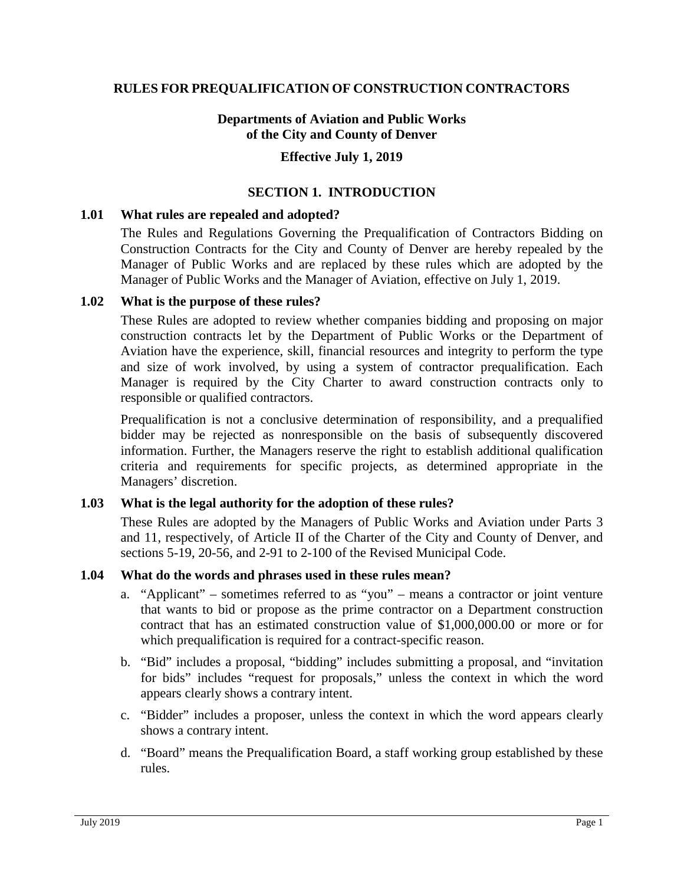# RULES FOR PREQUALIFICATION OF CONSTRUCTION CONTRACTORS

## Departments of Aviation and Public Works of the City and County of Denver

**Effective July 1, 2019**

## SECTION 1. INTRODUCTION

### 1.01 What rules are repealed and adopted?

The Rules and Regulations Governing the Prequalification of Contractors Bidding on Construction Contracts for the City and County of Denver are hereby repealed by the Manager of Public Works and are replaced by these rules which are adopted by the Manager of Public Works and the Manager of Aviation, effective on July 1, 2019.

### 1.02 What is the purpose of these rules?

These Rules are adopted to review whether companies bidding and proposing on major construction contracts let by the Department of Public Works or the Department of Aviation have the experience, skill, financial resources and integrity to perform the type and size of work involved, by using a system of contractor prequalification. Each Manager is required by the City Charter to award construction contracts only to responsible or qualified contractors.

Prequalification is not a conclusive determination of responsibility, and a prequalified bidder may be rejected as nonresponsible on the basis of subsequently discovered information. Further, the Managers reserve the right to establish additional qualification criteria and requirements for specific projects, as determined appropriate in the Managers' discretion.

### 1.03 What is the legal authority for the adoption of these rules?

These Rules are adopted by the Managers of Public Works and Aviation under Parts 3 and 11, respectively, of Article II of the Charter of the City and County of Denver, and sections 5-19, 20-56, and 2-91 to 2-100 of the Revised Municipal Code.

### 1.04 What do the words and phrases used in these rules mean?

a. "Applicant" – sometimes referred to as "you" – means a contractor or joint venture that wants to bid or propose as the prime contractor on a Department construction contract that has an estimated construction value of $1,000,000.00 or more or for which prequalification is required for a contract-specific reason.

b. "Bid" includes a proposal, "bidding" includes submitting a proposal, and "invitation for bids" includes "request for proposals," unless the context in which the word appears clearly shows a contrary intent.

c. "Bidder" includes a proposer, unless the context in which the word appears clearly shows a contrary intent.

d. "Board" means the Prequalification Board, a staff working group established by these rules.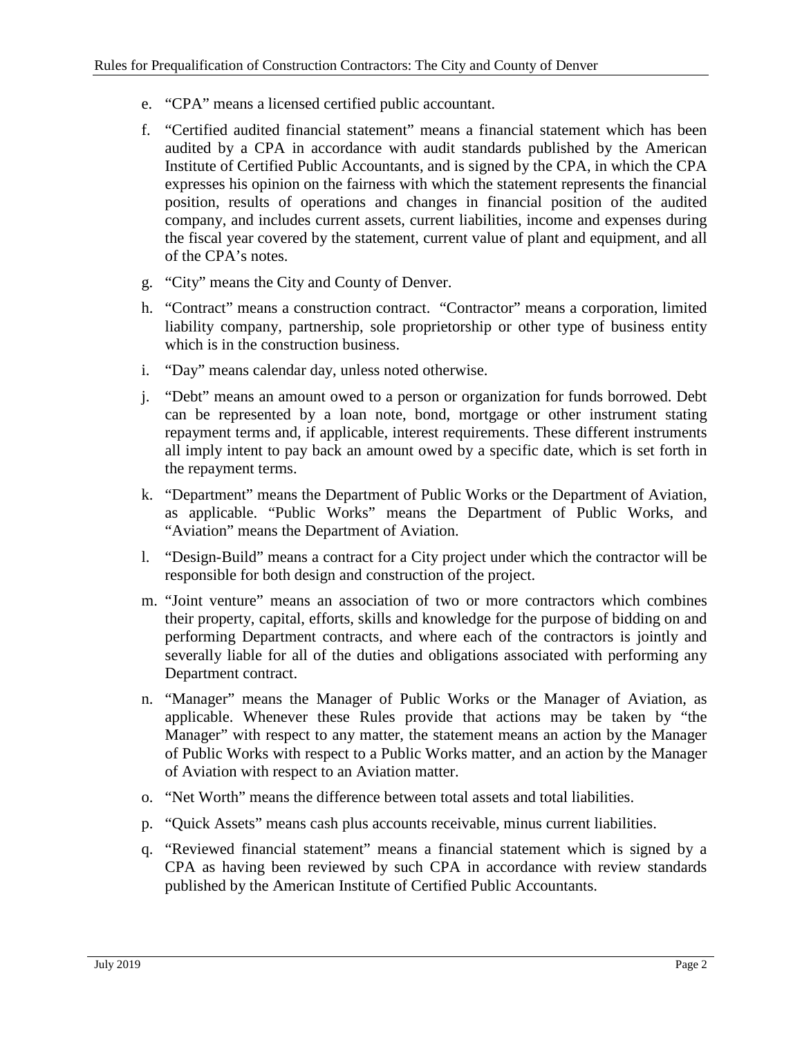e. "CPA" means a licensed certified public accountant.

f. "Certified audited financial statement" means a financial statement which has been audited by a CPA in accordance with audit standards published by the American Institute of Certified Public Accountants, and is signed by the CPA, in which the CPA expresses his opinion on the fairness with which the statement represents the financial position, results of operations and changes in financial position of the audited company, and includes current assets, current liabilities, income and expenses during the fiscal year covered by the statement, current value of plant and equipment, and all of the CPA's notes.

g. "City" means the City and County of Denver.

h. "Contract" means a construction contract. "Contractor" means a corporation, limited liability company, partnership, sole proprietorship or other type of business entity which is in the construction business.

i. "Day" means calendar day, unless noted otherwise.

j. "Debt" means an amount owed to a person or organization for funds borrowed. Debt can be represented by a loan note, bond, mortgage or other instrument stating repayment terms and, if applicable, interest requirements. These different instruments all imply intent to pay back an amount owed by a specific date, which is set forth in the repayment terms.

k. "Department" means the Department of Public Works or the Department of Aviation, as applicable. "Public Works" means the Department of Public Works, and "Aviation" means the Department of Aviation.

l. "Design-Build" means a contract for a City project under which the contractor will be responsible for both design and construction of the project.

m. "Joint venture" means an association of two or more contractors which combines their property, capital, efforts, skills and knowledge for the purpose of bidding on and performing Department contracts, and where each of the contractors is jointly and severally liable for all of the duties and obligations associated with performing any Department contract.

n. "Manager" means the Manager of Public Works or the Manager of Aviation, as applicable. Whenever these Rules provide that actions may be taken by "the Manager" with respect to any matter, the statement means an action by the Manager of Public Works with respect to a Public Works matter, and an action by the Manager of Aviation with respect to an Aviation matter.

o. "Net Worth" means the difference between total assets and total liabilities.

p. "Quick Assets" means cash plus accounts receivable, minus current liabilities.

q. "Reviewed financial statement" means a financial statement which is signed by a CPA as having been reviewed by such CPA in accordance with review standards published by the American Institute of Certified Public Accountants.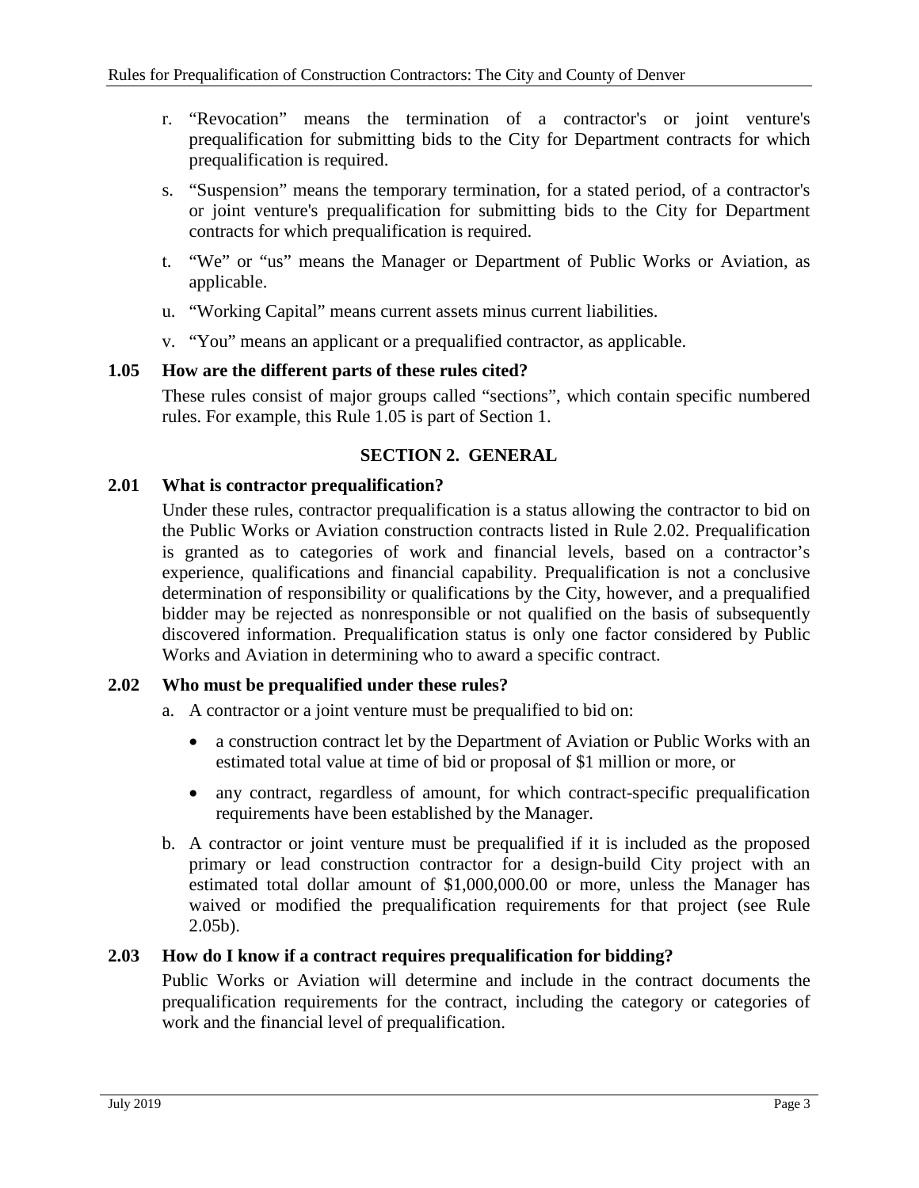r. "Revocation" means the termination of a contractor's or joint venture's prequalification for submitting bids to the City for Department contracts for which prequalification is required.

s. "Suspension" means the temporary termination, for a stated period, of a contractor's or joint venture's prequalification for submitting bids to the City for Department contracts for which prequalification is required.

t. "We" or "us" means the Manager or Department of Public Works or Aviation, as applicable.

u. "Working Capital" means current assets minus current liabilities.

v. "You" means an applicant or a prequalified contractor, as applicable.

### 1.05 How are the different parts of these rules cited?

These rules consist of major groups called "sections", which contain specific numbered rules. For example, this Rule 1.05 is part of Section 1.

## SECTION 2. GENERAL

### 2.01 What is contractor prequalification?

Under these rules, contractor prequalification is a status allowing the contractor to bid on the Public Works or Aviation construction contracts listed in Rule 2.02. Prequalification is granted as to categories of work and financial levels, based on a contractor's experience, qualifications and financial capability. Prequalification is not a conclusive determination of responsibility or qualifications by the City, however, and a prequalified bidder may be rejected as nonresponsible or not qualified on the basis of subsequently discovered information. Prequalification status is only one factor considered by Public Works and Aviation in determining who to award a specific contract.

### 2.02 Who must be prequalified under these rules?

a. A contractor or a joint venture must be prequalified to bid on:

- a construction contract let by the Department of Aviation or Public Works with an estimated total value at time of bid or proposal of $1 million or more, or
- any contract, regardless of amount, for which contract-specific prequalification requirements have been established by the Manager.

b. A contractor or joint venture must be prequalified if it is included as the proposed primary or lead construction contractor for a design-build City project with an estimated total dollar amount of $1,000,000.00 or more, unless the Manager has waived or modified the prequalification requirements for that project (see Rule 2.05b).

### 2.03 How do I know if a contract requires prequalification for bidding?

Public Works or Aviation will determine and include in the contract documents the prequalification requirements for the contract, including the category or categories of work and the financial level of prequalification.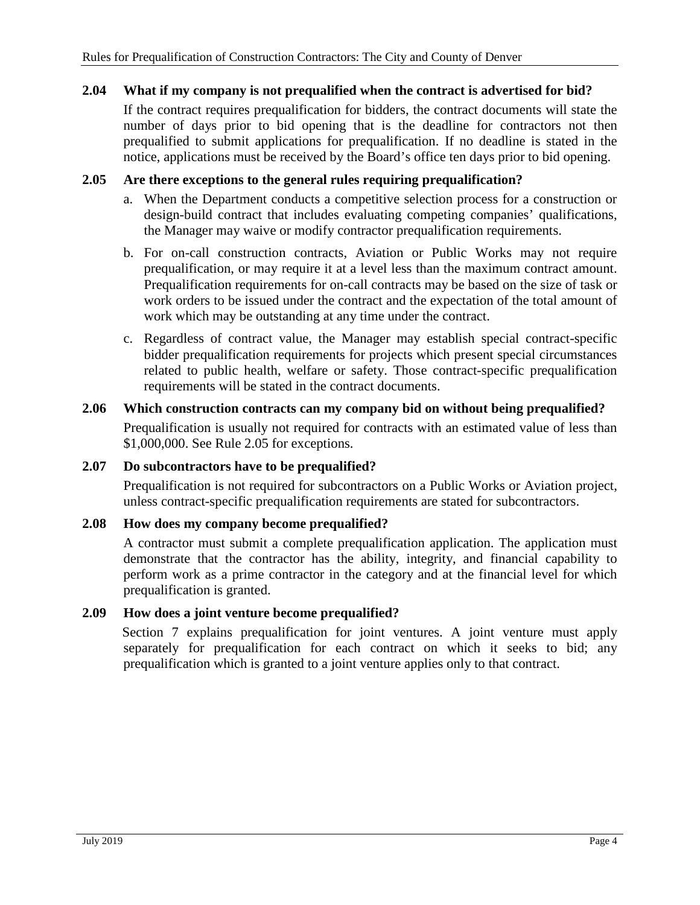### 2.04 What if my company is not prequalified when the contract is advertised for bid?

If the contract requires prequalification for bidders, the contract documents will state the number of days prior to bid opening that is the deadline for contractors not then prequalified to submit applications for prequalification. If no deadline is stated in the notice, applications must be received by the Board's office ten days prior to bid opening.

### 2.05 Are there exceptions to the general rules requiring prequalification?

a. When the Department conducts a competitive selection process for a construction or design-build contract that includes evaluating competing companies' qualifications, the Manager may waive or modify contractor prequalification requirements.

b. For on-call construction contracts, Aviation or Public Works may not require prequalification, or may require it at a level less than the maximum contract amount. Prequalification requirements for on-call contracts may be based on the size of task or work orders to be issued under the contract and the expectation of the total amount of work which may be outstanding at any time under the contract.

c. Regardless of contract value, the Manager may establish special contract-specific bidder prequalification requirements for projects which present special circumstances related to public health, welfare or safety. Those contract-specific prequalification requirements will be stated in the contract documents.

### 2.06 Which construction contracts can my company bid on without being prequalified?

Prequalification is usually not required for contracts with an estimated value of less than $1,000,000. See Rule 2.05 for exceptions.

### 2.07 Do subcontractors have to be prequalified?

Prequalification is not required for subcontractors on a Public Works or Aviation project, unless contract-specific prequalification requirements are stated for subcontractors.

### 2.08 How does my company become prequalified?

A contractor must submit a complete prequalification application. The application must demonstrate that the contractor has the ability, integrity, and financial capability to perform work as a prime contractor in the category and at the financial level for which prequalification is granted.

### 2.09 How does a joint venture become prequalified?

Section 7 explains prequalification for joint ventures. A joint venture must apply separately for prequalification for each contract on which it seeks to bid; any prequalification which is granted to a joint venture applies only to that contract.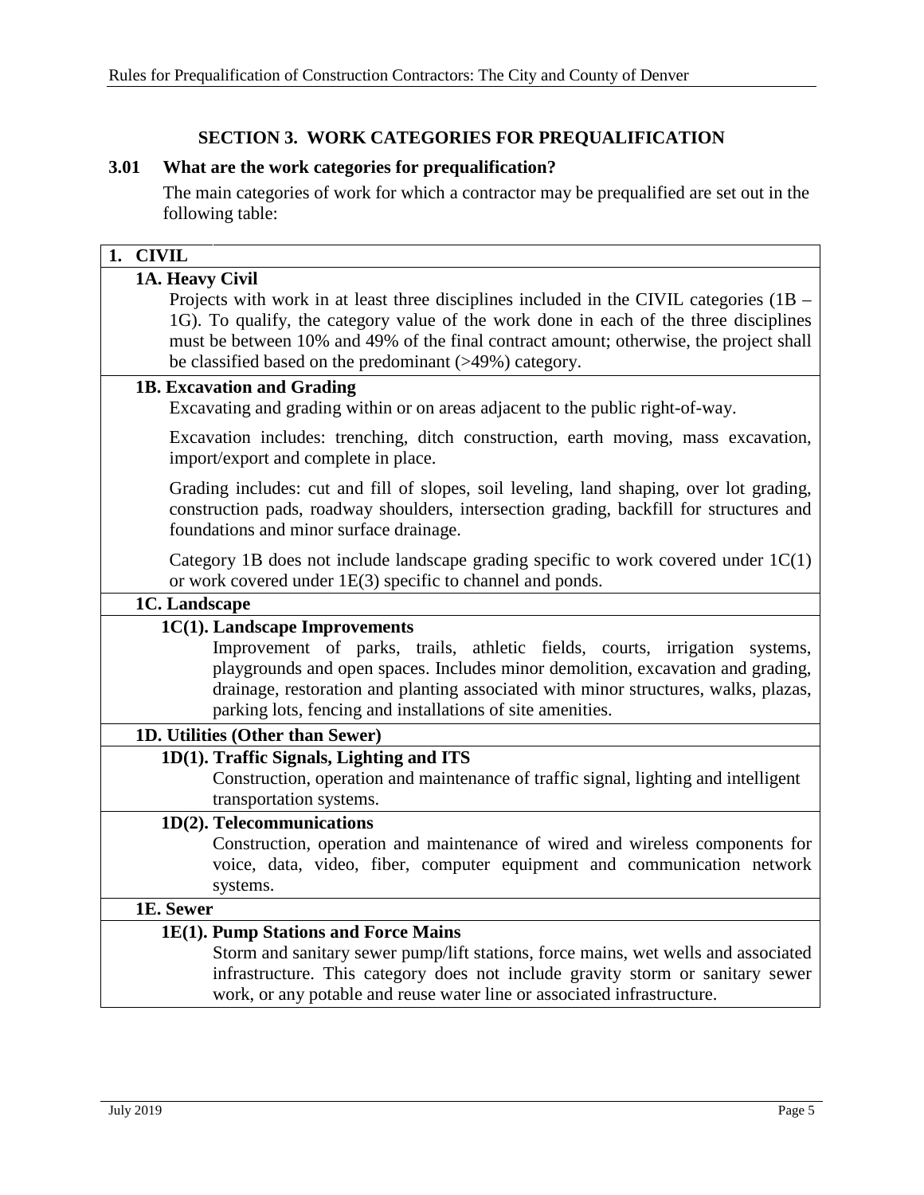## SECTION 3. WORK CATEGORIES FOR PREQUALIFICATION

### 3.01 What are the work categories for prequalification?

The main categories of work for which a contractor may be prequalified are set out in the following table:

**1. CIVIL**

**1A. Heavy Civil**

Projects with work in at least three disciplines included in the CIVIL categories (1B – 1G). To qualify, the category value of the work done in each of the three disciplines must be between 10% and 49% of the final contract amount; otherwise, the project shall be classified based on the predominant (>49%) category.

**1B. Excavation and Grading**

Excavating and grading within or on areas adjacent to the public right-of-way.

Excavation includes: trenching, ditch construction, earth moving, mass excavation, import/export and complete in place.

Grading includes: cut and fill of slopes, soil leveling, land shaping, over lot grading, construction pads, roadway shoulders, intersection grading, backfill for structures and foundations and minor surface drainage.

Category 1B does not include landscape grading specific to work covered under 1C(1) or work covered under 1E(3) specific to channel and ponds.

**1C. Landscape**

**1C(1). Landscape Improvements**

Improvement of parks, trails, athletic fields, courts, irrigation systems, playgrounds and open spaces. Includes minor demolition, excavation and grading, drainage, restoration and planting associated with minor structures, walks, plazas, parking lots, fencing and installations of site amenities.

**1D. Utilities (Other than Sewer)**

**1D(1). Traffic Signals, Lighting and ITS**

Construction, operation and maintenance of traffic signal, lighting and intelligent transportation systems.

**1D(2). Telecommunications**

Construction, operation and maintenance of wired and wireless components for voice, data, video, fiber, computer equipment and communication network systems.

**1E. Sewer**

**1E(1). Pump Stations and Force Mains**

Storm and sanitary sewer pump/lift stations, force mains, wet wells and associated infrastructure. This category does not include gravity storm or sanitary sewer work, or any potable and reuse water line or associated infrastructure.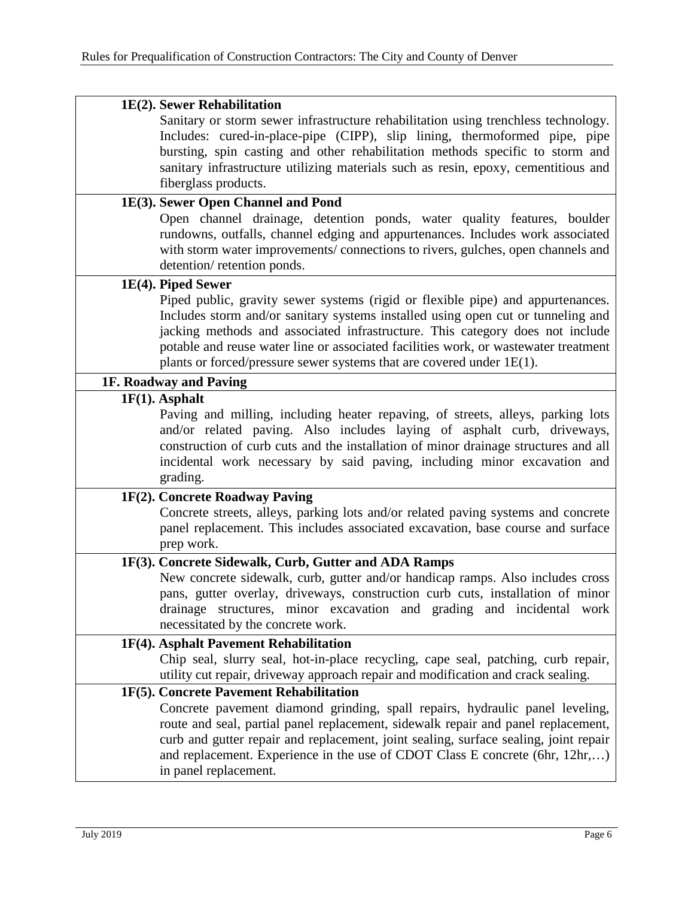**1E(2). Sewer Rehabilitation**

Sanitary or storm sewer infrastructure rehabilitation using trenchless technology. Includes: cured-in-place-pipe (CIPP), slip lining, thermoformed pipe, pipe bursting, spin casting and other rehabilitation methods specific to storm and sanitary infrastructure utilizing materials such as resin, epoxy, cementitious and fiberglass products.

**1E(3). Sewer Open Channel and Pond**

Open channel drainage, detention ponds, water quality features, boulder rundowns, outfalls, channel edging and appurtenances. Includes work associated with storm water improvements/ connections to rivers, gulches, open channels and detention/ retention ponds.

**1E(4). Piped Sewer**

Piped public, gravity sewer systems (rigid or flexible pipe) and appurtenances. Includes storm and/or sanitary systems installed using open cut or tunneling and jacking methods and associated infrastructure. This category does not include potable and reuse water line or associated facilities work, or wastewater treatment plants or forced/pressure sewer systems that are covered under 1E(1).

**1F. Roadway and Paving**

**1F(1). Asphalt**

Paving and milling, including heater repaving, of streets, alleys, parking lots and/or related paving. Also includes laying of asphalt curb, driveways, construction of curb cuts and the installation of minor drainage structures and all incidental work necessary by said paving, including minor excavation and grading.

**1F(2). Concrete Roadway Paving**

Concrete streets, alleys, parking lots and/or related paving systems and concrete panel replacement. This includes associated excavation, base course and surface prep work.

**1F(3). Concrete Sidewalk, Curb, Gutter and ADA Ramps**

New concrete sidewalk, curb, gutter and/or handicap ramps. Also includes cross pans, gutter overlay, driveways, construction curb cuts, installation of minor drainage structures, minor excavation and grading and incidental work necessitated by the concrete work.

**1F(4). Asphalt Pavement Rehabilitation**

Chip seal, slurry seal, hot-in-place recycling, cape seal, patching, curb repair, utility cut repair, driveway approach repair and modification and crack sealing.

**1F(5). Concrete Pavement Rehabilitation**

Concrete pavement diamond grinding, spall repairs, hydraulic panel leveling, route and seal, partial panel replacement, sidewalk repair and panel replacement, curb and gutter repair and replacement, joint sealing, surface sealing, joint repair and replacement. Experience in the use of CDOT Class E concrete (6hr, 12hr,…) in panel replacement.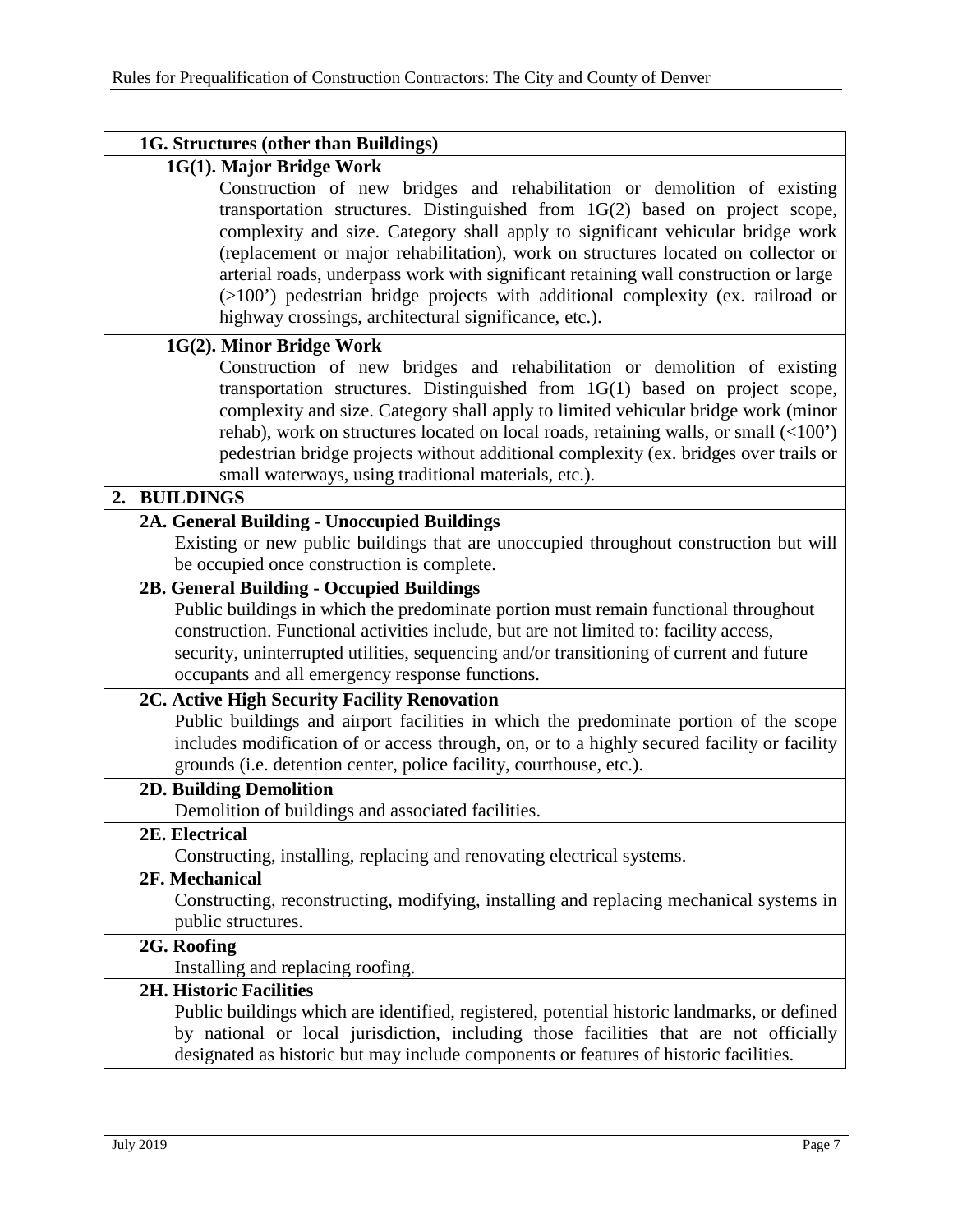**1G. Structures (other than Buildings)**

**1G(1). Major Bridge Work**

Construction of new bridges and rehabilitation or demolition of existing transportation structures. Distinguished from 1G(2) based on project scope, complexity and size. Category shall apply to significant vehicular bridge work (replacement or major rehabilitation), work on structures located on collector or arterial roads, underpass work with significant retaining wall construction or large (>100') pedestrian bridge projects with additional complexity (ex. railroad or highway crossings, architectural significance, etc.).

**1G(2). Minor Bridge Work**

Construction of new bridges and rehabilitation or demolition of existing transportation structures. Distinguished from 1G(1) based on project scope, complexity and size. Category shall apply to limited vehicular bridge work (minor rehab), work on structures located on local roads, retaining walls, or small (<100') pedestrian bridge projects without additional complexity (ex. bridges over trails or small waterways, using traditional materials, etc.).

**2. BUILDINGS**

**2A. General Building - Unoccupied Buildings**

Existing or new public buildings that are unoccupied throughout construction but will be occupied once construction is complete.

**2B. General Building - Occupied Buildings**

Public buildings in which the predominate portion must remain functional throughout construction. Functional activities include, but are not limited to: facility access, security, uninterrupted utilities, sequencing and/or transitioning of current and future occupants and all emergency response functions.

**2C. Active High Security Facility Renovation**

Public buildings and airport facilities in which the predominate portion of the scope includes modification of or access through, on, or to a highly secured facility or facility grounds (i.e. detention center, police facility, courthouse, etc.).

**2D. Building Demolition**

Demolition of buildings and associated facilities.

**2E. Electrical**

Constructing, installing, replacing and renovating electrical systems.

**2F. Mechanical**

Constructing, reconstructing, modifying, installing and replacing mechanical systems in public structures.

**2G. Roofing**

Installing and replacing roofing.

**2H. Historic Facilities**

Public buildings which are identified, registered, potential historic landmarks, or defined by national or local jurisdiction, including those facilities that are not officially designated as historic but may include components or features of historic facilities.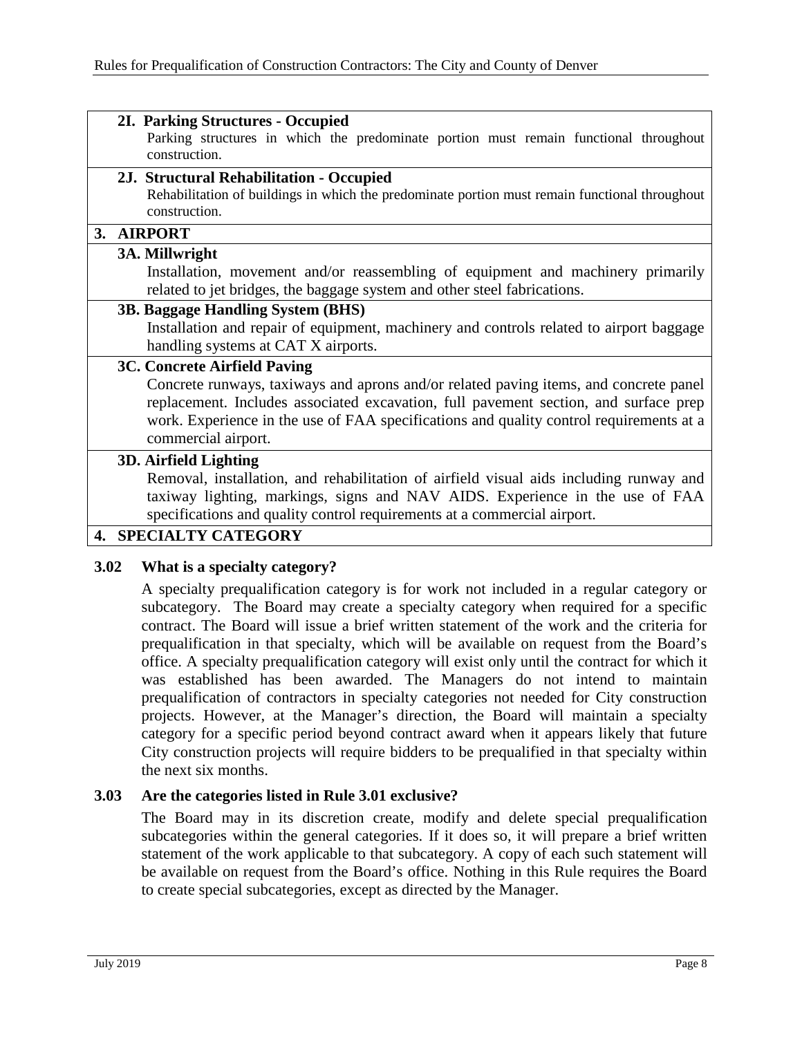| |
|---|
| **2I. Parking Structures - Occupied**<br>Parking structures in which the predominate portion must remain functional throughout construction. |
| **2J. Structural Rehabilitation - Occupied**<br>Rehabilitation of buildings in which the predominate portion must remain functional throughout construction. |
| **3. AIRPORT** |
| **3A. Millwright**<br>Installation, movement and/or reassembling of equipment and machinery primarily related to jet bridges, the baggage system and other steel fabrications. |
| **3B. Baggage Handling System (BHS)**<br>Installation and repair of equipment, machinery and controls related to airport baggage handling systems at CAT X airports. |
| **3C. Concrete Airfield Paving**<br>Concrete runways, taxiways and aprons and/or related paving items, and concrete panel replacement. Includes associated excavation, full pavement section, and surface prep work. Experience in the use of FAA specifications and quality control requirements at a commercial airport. |
| **3D. Airfield Lighting**<br>Removal, installation, and rehabilitation of airfield visual aids including runway and taxiway lighting, markings, signs and NAV AIDS. Experience in the use of FAA specifications and quality control requirements at a commercial airport. |
| **4. SPECIALTY CATEGORY** |

**3.02 What is a specialty category?**

A specialty prequalification category is for work not included in a regular category or subcategory. The Board may create a specialty category when required for a specific contract. The Board will issue a brief written statement of the work and the criteria for prequalification in that specialty, which will be available on request from the Board's office. A specialty prequalification category will exist only until the contract for which it was established has been awarded. The Managers do not intend to maintain prequalification of contractors in specialty categories not needed for City construction projects. However, at the Manager's direction, the Board will maintain a specialty category for a specific period beyond contract award when it appears likely that future City construction projects will require bidders to be prequalified in that specialty within the next six months.

**3.03 Are the categories listed in Rule 3.01 exclusive?**

The Board may in its discretion create, modify and delete special prequalification subcategories within the general categories. If it does so, it will prepare a brief written statement of the work applicable to that subcategory. A copy of each such statement will be available on request from the Board's office. Nothing in this Rule requires the Board to create special subcategories, except as directed by the Manager.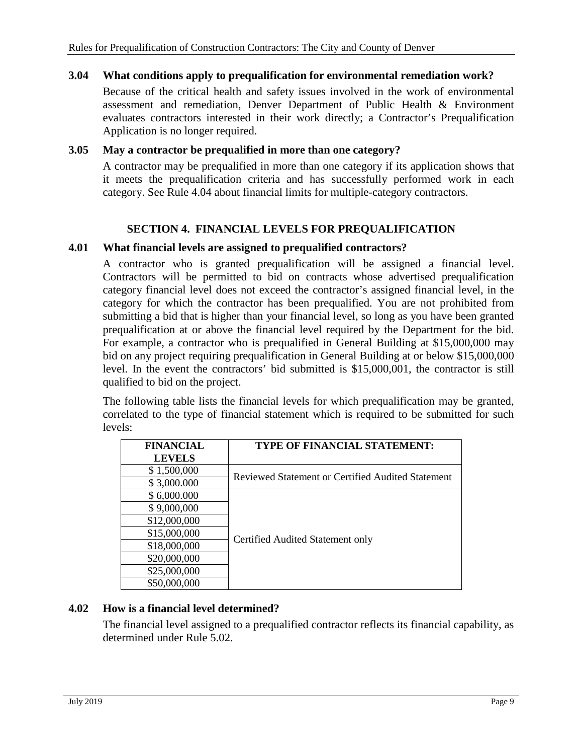### 3.04 What conditions apply to prequalification for environmental remediation work?

Because of the critical health and safety issues involved in the work of environmental assessment and remediation, Denver Department of Public Health & Environment evaluates contractors interested in their work directly; a Contractor's Prequalification Application is no longer required.

### 3.05 May a contractor be prequalified in more than one category?

A contractor may be prequalified in more than one category if its application shows that it meets the prequalification criteria and has successfully performed work in each category. See Rule 4.04 about financial limits for multiple-category contractors.

## SECTION 4. FINANCIAL LEVELS FOR PREQUALIFICATION

### 4.01 What financial levels are assigned to prequalified contractors?

A contractor who is granted prequalification will be assigned a financial level. Contractors will be permitted to bid on contracts whose advertised prequalification category financial level does not exceed the contractor's assigned financial level, in the category for which the contractor has been prequalified. You are not prohibited from submitting a bid that is higher than your financial level, so long as you have been granted prequalification at or above the financial level required by the Department for the bid. For example, a contractor who is prequalified in General Building at $15,000,000 may bid on any project requiring prequalification in General Building at or below $15,000,000 level. In the event the contractors' bid submitted is $15,000,001, the contractor is still qualified to bid on the project.

The following table lists the financial levels for which prequalification may be granted, correlated to the type of financial statement which is required to be submitted for such levels:

| FINANCIAL LEVELS | TYPE OF FINANCIAL STATEMENT: |
|---|---|
| $ 1,500,000 | Reviewed Statement or Certified Audited Statement |
| $ 3,000.000 | |
| $ 6,000.000 | Certified Audited Statement only |
| $ 9,000,000 | |
| $12,000,000 | |
| $15,000,000 | |
| $18,000,000 | |
| $20,000,000 | |
| $25,000,000 | |
| $50,000,000 | |

### 4.02 How is a financial level determined?

The financial level assigned to a prequalified contractor reflects its financial capability, as determined under Rule 5.02.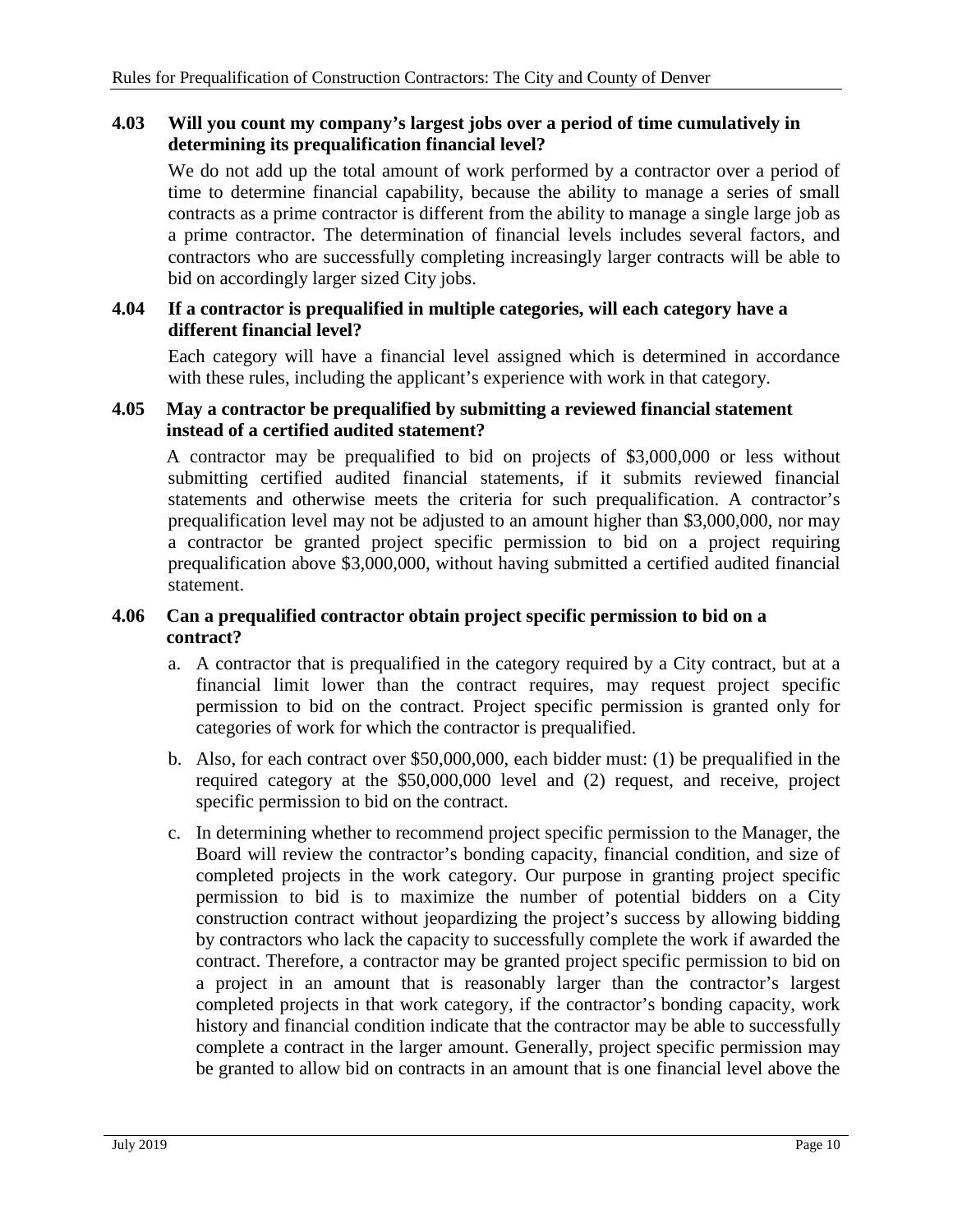### 4.03 Will you count my company's largest jobs over a period of time cumulatively in determining its prequalification financial level?

We do not add up the total amount of work performed by a contractor over a period of time to determine financial capability, because the ability to manage a series of small contracts as a prime contractor is different from the ability to manage a single large job as a prime contractor. The determination of financial levels includes several factors, and contractors who are successfully completing increasingly larger contracts will be able to bid on accordingly larger sized City jobs.

### 4.04 If a contractor is prequalified in multiple categories, will each category have a different financial level?

Each category will have a financial level assigned which is determined in accordance with these rules, including the applicant's experience with work in that category.

### 4.05 May a contractor be prequalified by submitting a reviewed financial statement instead of a certified audited statement?

A contractor may be prequalified to bid on projects of $3,000,000 or less without submitting certified audited financial statements, if it submits reviewed financial statements and otherwise meets the criteria for such prequalification. A contractor's prequalification level may not be adjusted to an amount higher than $3,000,000, nor may a contractor be granted project specific permission to bid on a project requiring prequalification above $3,000,000, without having submitted a certified audited financial statement.

### 4.06 Can a prequalified contractor obtain project specific permission to bid on a contract?

a. A contractor that is prequalified in the category required by a City contract, but at a financial limit lower than the contract requires, may request project specific permission to bid on the contract. Project specific permission is granted only for categories of work for which the contractor is prequalified.

b. Also, for each contract over $50,000,000, each bidder must: (1) be prequalified in the required category at the $50,000,000 level and (2) request, and receive, project specific permission to bid on the contract.

c. In determining whether to recommend project specific permission to the Manager, the Board will review the contractor's bonding capacity, financial condition, and size of completed projects in the work category. Our purpose in granting project specific permission to bid is to maximize the number of potential bidders on a City construction contract without jeopardizing the project's success by allowing bidding by contractors who lack the capacity to successfully complete the work if awarded the contract. Therefore, a contractor may be granted project specific permission to bid on a project in an amount that is reasonably larger than the contractor's largest completed projects in that work category, if the contractor's bonding capacity, work history and financial condition indicate that the contractor may be able to successfully complete a contract in the larger amount. Generally, project specific permission may be granted to allow bid on contracts in an amount that is one financial level above the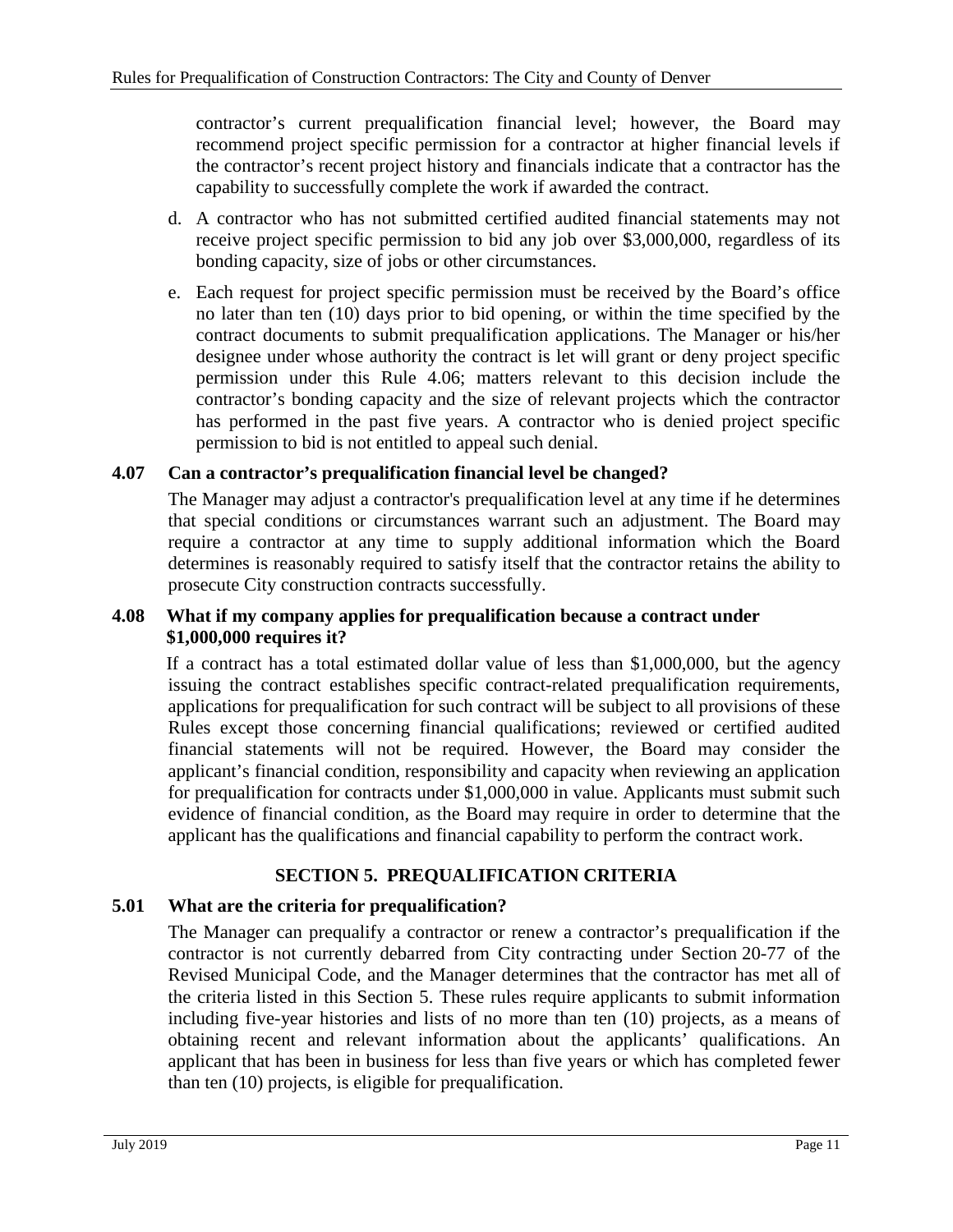contractor's current prequalification financial level; however, the Board may recommend project specific permission for a contractor at higher financial levels if the contractor's recent project history and financials indicate that a contractor has the capability to successfully complete the work if awarded the contract.

d. A contractor who has not submitted certified audited financial statements may not receive project specific permission to bid any job over $3,000,000, regardless of its bonding capacity, size of jobs or other circumstances.

e. Each request for project specific permission must be received by the Board's office no later than ten (10) days prior to bid opening, or within the time specified by the contract documents to submit prequalification applications. The Manager or his/her designee under whose authority the contract is let will grant or deny project specific permission under this Rule 4.06; matters relevant to this decision include the contractor's bonding capacity and the size of relevant projects which the contractor has performed in the past five years. A contractor who is denied project specific permission to bid is not entitled to appeal such denial.

### 4.07 Can a contractor's prequalification financial level be changed?

The Manager may adjust a contractor's prequalification level at any time if he determines that special conditions or circumstances warrant such an adjustment. The Board may require a contractor at any time to supply additional information which the Board determines is reasonably required to satisfy itself that the contractor retains the ability to prosecute City construction contracts successfully.

### 4.08 What if my company applies for prequalification because a contract under $1,000,000 requires it?

If a contract has a total estimated dollar value of less than $1,000,000, but the agency issuing the contract establishes specific contract-related prequalification requirements, applications for prequalification for such contract will be subject to all provisions of these Rules except those concerning financial qualifications; reviewed or certified audited financial statements will not be required. However, the Board may consider the applicant's financial condition, responsibility and capacity when reviewing an application for prequalification for contracts under $1,000,000 in value. Applicants must submit such evidence of financial condition, as the Board may require in order to determine that the applicant has the qualifications and financial capability to perform the contract work.

## SECTION 5. PREQUALIFICATION CRITERIA

### 5.01 What are the criteria for prequalification?

The Manager can prequalify a contractor or renew a contractor's prequalification if the contractor is not currently debarred from City contracting under Section 20-77 of the Revised Municipal Code, and the Manager determines that the contractor has met all of the criteria listed in this Section 5. These rules require applicants to submit information including five-year histories and lists of no more than ten (10) projects, as a means of obtaining recent and relevant information about the applicants' qualifications. An applicant that has been in business for less than five years or which has completed fewer than ten (10) projects, is eligible for prequalification.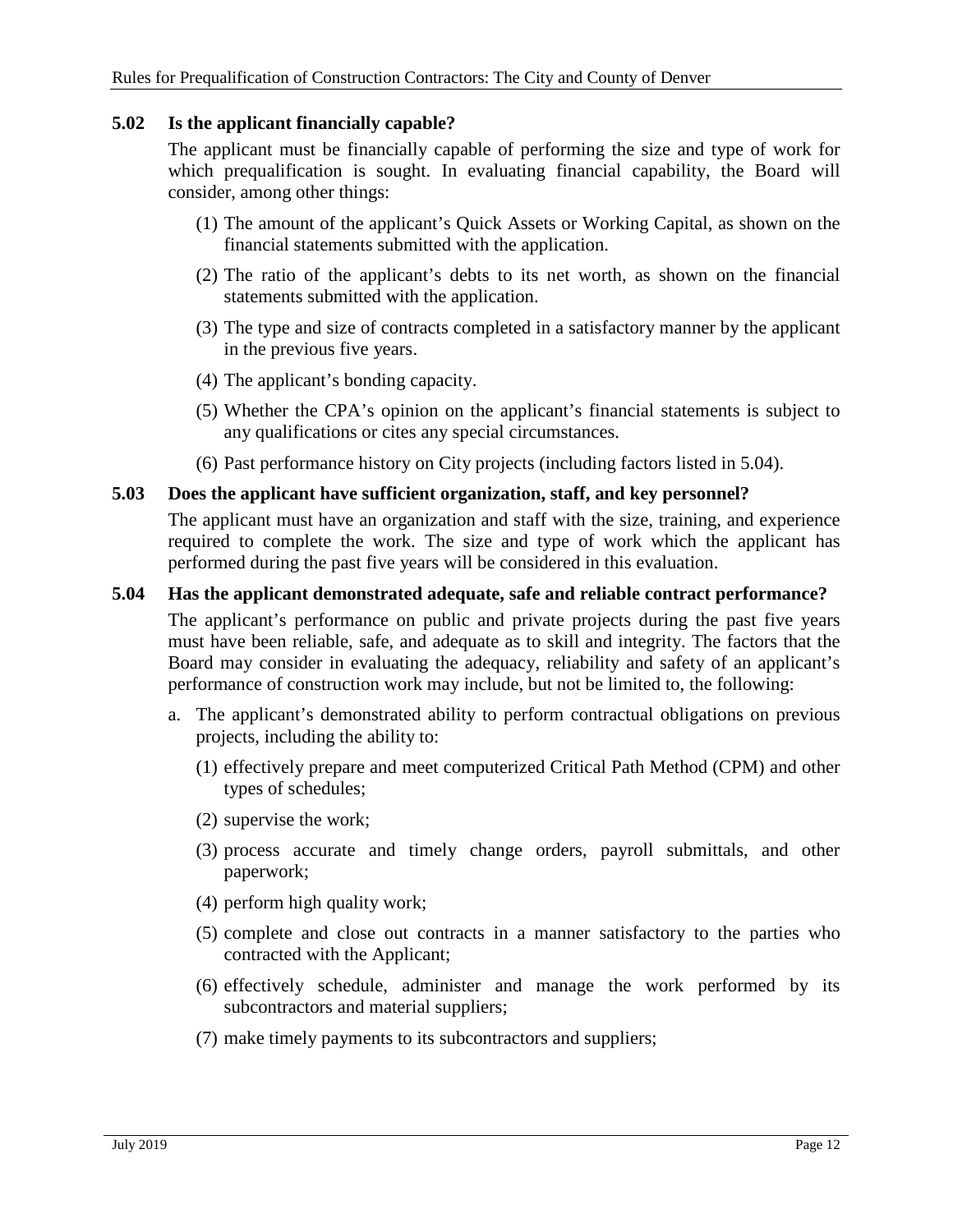### 5.02 Is the applicant financially capable?

The applicant must be financially capable of performing the size and type of work for which prequalification is sought. In evaluating financial capability, the Board will consider, among other things:

(1) The amount of the applicant's Quick Assets or Working Capital, as shown on the financial statements submitted with the application.

(2) The ratio of the applicant's debts to its net worth, as shown on the financial statements submitted with the application.

(3) The type and size of contracts completed in a satisfactory manner by the applicant in the previous five years.

(4) The applicant's bonding capacity.

(5) Whether the CPA's opinion on the applicant's financial statements is subject to any qualifications or cites any special circumstances.

(6) Past performance history on City projects (including factors listed in 5.04).

### 5.03 Does the applicant have sufficient organization, staff, and key personnel?

The applicant must have an organization and staff with the size, training, and experience required to complete the work. The size and type of work which the applicant has performed during the past five years will be considered in this evaluation.

### 5.04 Has the applicant demonstrated adequate, safe and reliable contract performance?

The applicant's performance on public and private projects during the past five years must have been reliable, safe, and adequate as to skill and integrity. The factors that the Board may consider in evaluating the adequacy, reliability and safety of an applicant's performance of construction work may include, but not be limited to, the following:

a. The applicant's demonstrated ability to perform contractual obligations on previous projects, including the ability to:

(1) effectively prepare and meet computerized Critical Path Method (CPM) and other types of schedules;

(2) supervise the work;

(3) process accurate and timely change orders, payroll submittals, and other paperwork;

(4) perform high quality work;

(5) complete and close out contracts in a manner satisfactory to the parties who contracted with the Applicant;

(6) effectively schedule, administer and manage the work performed by its subcontractors and material suppliers;

(7) make timely payments to its subcontractors and suppliers;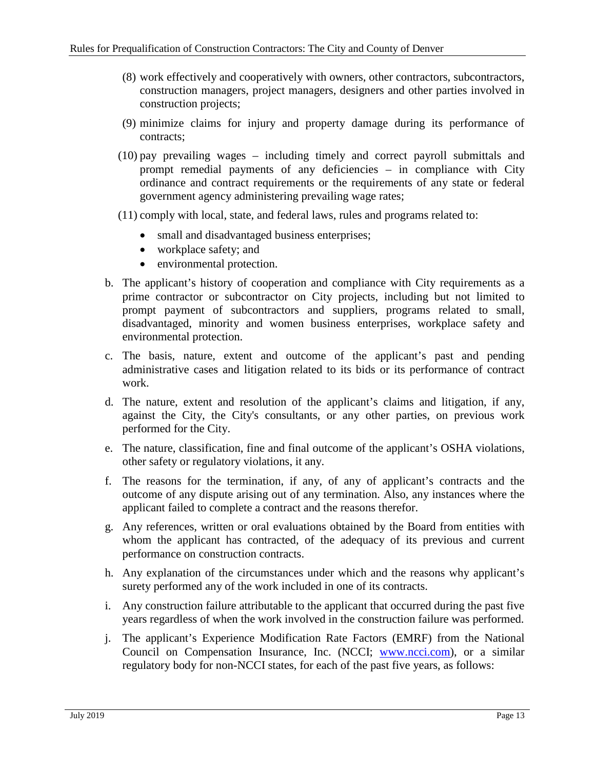(8) work effectively and cooperatively with owners, other contractors, subcontractors, construction managers, project managers, designers and other parties involved in construction projects;

(9) minimize claims for injury and property damage during its performance of contracts;

(10) pay prevailing wages – including timely and correct payroll submittals and prompt remedial payments of any deficiencies – in compliance with City ordinance and contract requirements or the requirements of any state or federal government agency administering prevailing wage rates;

(11) comply with local, state, and federal laws, rules and programs related to:

- small and disadvantaged business enterprises;
- workplace safety; and
- environmental protection.

b. The applicant's history of cooperation and compliance with City requirements as a prime contractor or subcontractor on City projects, including but not limited to prompt payment of subcontractors and suppliers, programs related to small, disadvantaged, minority and women business enterprises, workplace safety and environmental protection.

c. The basis, nature, extent and outcome of the applicant's past and pending administrative cases and litigation related to its bids or its performance of contract work.

d. The nature, extent and resolution of the applicant's claims and litigation, if any, against the City, the City's consultants, or any other parties, on previous work performed for the City.

e. The nature, classification, fine and final outcome of the applicant's OSHA violations, other safety or regulatory violations, it any.

f. The reasons for the termination, if any, of any of applicant's contracts and the outcome of any dispute arising out of any termination. Also, any instances where the applicant failed to complete a contract and the reasons therefor.

g. Any references, written or oral evaluations obtained by the Board from entities with whom the applicant has contracted, of the adequacy of its previous and current performance on construction contracts.

h. Any explanation of the circumstances under which and the reasons why applicant's surety performed any of the work included in one of its contracts.

i. Any construction failure attributable to the applicant that occurred during the past five years regardless of when the work involved in the construction failure was performed.

j. The applicant's Experience Modification Rate Factors (EMRF) from the National Council on Compensation Insurance, Inc. (NCCI; www.ncci.com), or a similar regulatory body for non-NCCI states, for each of the past five years, as follows: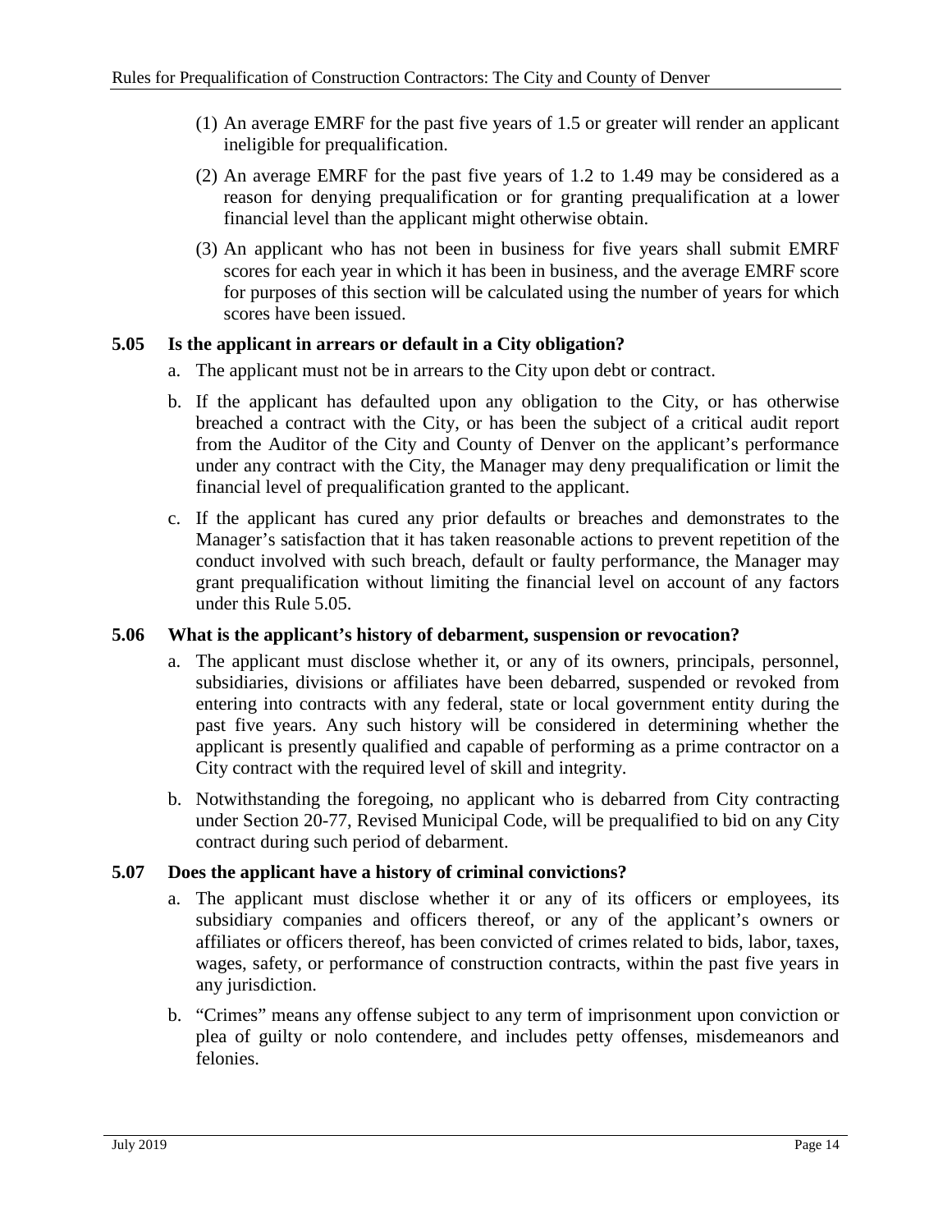(1) An average EMRF for the past five years of 1.5 or greater will render an applicant ineligible for prequalification.

(2) An average EMRF for the past five years of 1.2 to 1.49 may be considered as a reason for denying prequalification or for granting prequalification at a lower financial level than the applicant might otherwise obtain.

(3) An applicant who has not been in business for five years shall submit EMRF scores for each year in which it has been in business, and the average EMRF score for purposes of this section will be calculated using the number of years for which scores have been issued.

### 5.05 Is the applicant in arrears or default in a City obligation?

a. The applicant must not be in arrears to the City upon debt or contract.

b. If the applicant has defaulted upon any obligation to the City, or has otherwise breached a contract with the City, or has been the subject of a critical audit report from the Auditor of the City and County of Denver on the applicant's performance under any contract with the City, the Manager may deny prequalification or limit the financial level of prequalification granted to the applicant.

c. If the applicant has cured any prior defaults or breaches and demonstrates to the Manager's satisfaction that it has taken reasonable actions to prevent repetition of the conduct involved with such breach, default or faulty performance, the Manager may grant prequalification without limiting the financial level on account of any factors under this Rule 5.05.

### 5.06 What is the applicant's history of debarment, suspension or revocation?

a. The applicant must disclose whether it, or any of its owners, principals, personnel, subsidiaries, divisions or affiliates have been debarred, suspended or revoked from entering into contracts with any federal, state or local government entity during the past five years. Any such history will be considered in determining whether the applicant is presently qualified and capable of performing as a prime contractor on a City contract with the required level of skill and integrity.

b. Notwithstanding the foregoing, no applicant who is debarred from City contracting under Section 20-77, Revised Municipal Code, will be prequalified to bid on any City contract during such period of debarment.

### 5.07 Does the applicant have a history of criminal convictions?

a. The applicant must disclose whether it or any of its officers or employees, its subsidiary companies and officers thereof, or any of the applicant's owners or affiliates or officers thereof, has been convicted of crimes related to bids, labor, taxes, wages, safety, or performance of construction contracts, within the past five years in any jurisdiction.

b. "Crimes" means any offense subject to any term of imprisonment upon conviction or plea of guilty or nolo contendere, and includes petty offenses, misdemeanors and felonies.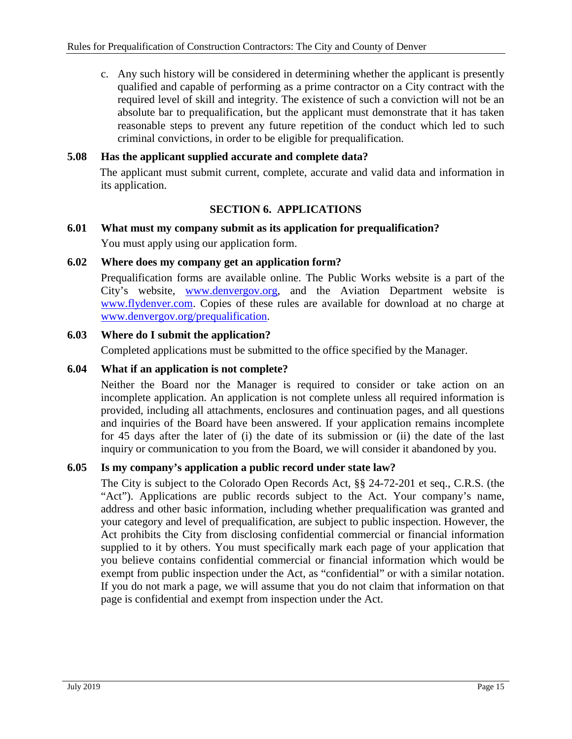c. Any such history will be considered in determining whether the applicant is presently qualified and capable of performing as a prime contractor on a City contract with the required level of skill and integrity. The existence of such a conviction will not be an absolute bar to prequalification, but the applicant must demonstrate that it has taken reasonable steps to prevent any future repetition of the conduct which led to such criminal convictions, in order to be eligible for prequalification.

**5.08 Has the applicant supplied accurate and complete data?**

The applicant must submit current, complete, accurate and valid data and information in its application.

## SECTION 6. APPLICATIONS

**6.01 What must my company submit as its application for prequalification?**

You must apply using our application form.

**6.02 Where does my company get an application form?**

Prequalification forms are available online. The Public Works website is a part of the City's website, [www.denvergov.org](www.denvergov.org), and the Aviation Department website is [www.flydenver.com](www.flydenver.com). Copies of these rules are available for download at no charge at [www.denvergov.org/prequalification](www.denvergov.org/prequalification).

**6.03 Where do I submit the application?**

Completed applications must be submitted to the office specified by the Manager.

**6.04 What if an application is not complete?**

Neither the Board nor the Manager is required to consider or take action on an incomplete application. An application is not complete unless all required information is provided, including all attachments, enclosures and continuation pages, and all questions and inquiries of the Board have been answered. If your application remains incomplete for 45 days after the later of (i) the date of its submission or (ii) the date of the last inquiry or communication to you from the Board, we will consider it abandoned by you.

**6.05 Is my company's application a public record under state law?**

The City is subject to the Colorado Open Records Act, §§ 24-72-201 et seq., C.R.S. (the "Act"). Applications are public records subject to the Act. Your company's name, address and other basic information, including whether prequalification was granted and your category and level of prequalification, are subject to public inspection. However, the Act prohibits the City from disclosing confidential commercial or financial information supplied to it by others. You must specifically mark each page of your application that you believe contains confidential commercial or financial information which would be exempt from public inspection under the Act, as "confidential" or with a similar notation. If you do not mark a page, we will assume that you do not claim that information on that page is confidential and exempt from inspection under the Act.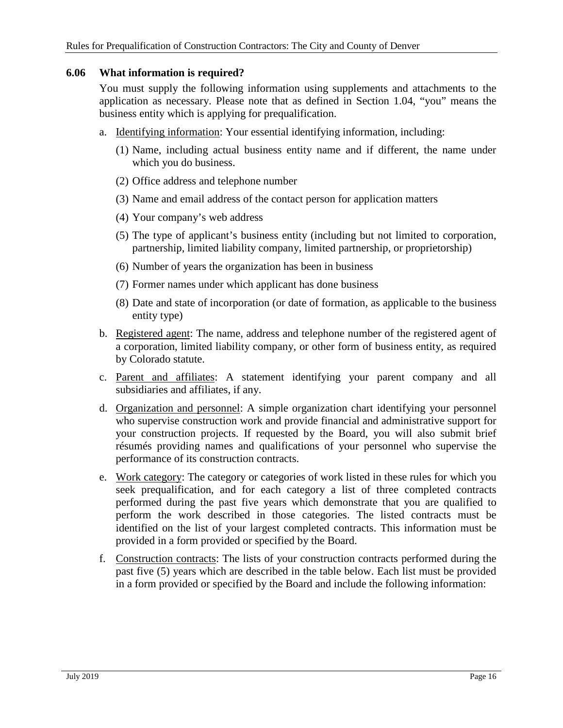### 6.06 What information is required?

You must supply the following information using supplements and attachments to the application as necessary. Please note that as defined in Section 1.04, "you" means the business entity which is applying for prequalification.

a. Identifying information: Your essential identifying information, including:

   (1) Name, including actual business entity name and if different, the name under which you do business.

   (2) Office address and telephone number

   (3) Name and email address of the contact person for application matters

   (4) Your company's web address

   (5) The type of applicant's business entity (including but not limited to corporation, partnership, limited liability company, limited partnership, or proprietorship)

   (6) Number of years the organization has been in business

   (7) Former names under which applicant has done business

   (8) Date and state of incorporation (or date of formation, as applicable to the business entity type)

b. Registered agent: The name, address and telephone number of the registered agent of a corporation, limited liability company, or other form of business entity, as required by Colorado statute.

c. Parent and affiliates: A statement identifying your parent company and all subsidiaries and affiliates, if any.

d. Organization and personnel: A simple organization chart identifying your personnel who supervise construction work and provide financial and administrative support for your construction projects. If requested by the Board, you will also submit brief résumés providing names and qualifications of your personnel who supervise the performance of its construction contracts.

e. Work category: The category or categories of work listed in these rules for which you seek prequalification, and for each category a list of three completed contracts performed during the past five years which demonstrate that you are qualified to perform the work described in those categories. The listed contracts must be identified on the list of your largest completed contracts. This information must be provided in a form provided or specified by the Board.

f. Construction contracts: The lists of your construction contracts performed during the past five (5) years which are described in the table below. Each list must be provided in a form provided or specified by the Board and include the following information: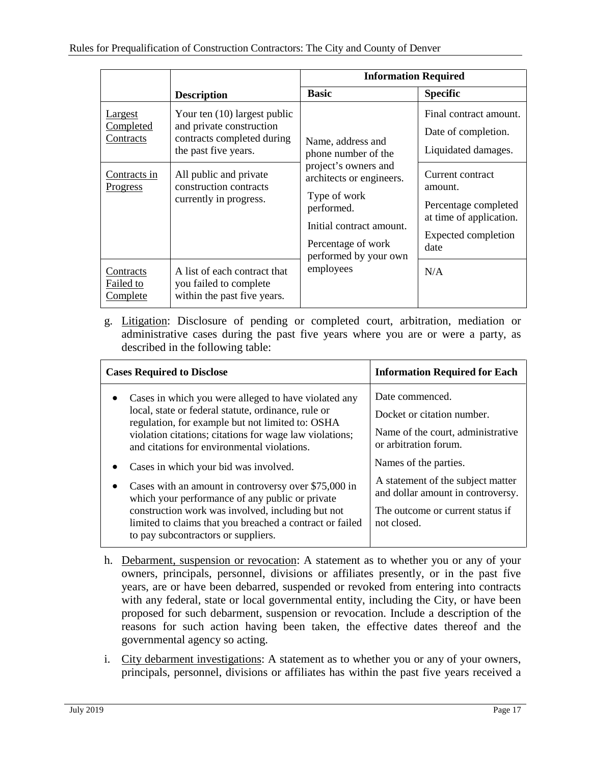| | Description | Information Required | |
|---|---|---|---|
| | | Basic | Specific |
| Largest Completed Contracts | Your ten (10) largest public and private construction contracts completed during the past five years. | Name, address and phone number of the project's owners and architects or engineers.<br>Type of work performed.<br>Initial contract amount.<br>Percentage of work performed by your own employees | Final contract amount.<br>Date of completion.<br>Liquidated damages. |
| Contracts in Progress | All public and private construction contracts currently in progress. | | Current contract amount.<br>Percentage completed at time of application.<br>Expected completion date |
| Contracts Failed to Complete | A list of each contract that you failed to complete within the past five years. | | N/A |

g. Litigation: Disclosure of pending or completed court, arbitration, mediation or administrative cases during the past five years where you are or were a party, as described in the following table:

| Cases Required to Disclose | Information Required for Each |
|---|---|
| • Cases in which you were alleged to have violated any local, state or federal statute, ordinance, rule or regulation, for example but not limited to: OSHA violation citations; citations for wage law violations; and citations for environmental violations.<br>• Cases in which your bid was involved.<br>• Cases with an amount in controversy over $75,000 in which your performance of any public or private construction work was involved, including but not limited to claims that you breached a contract or failed to pay subcontractors or suppliers. | Date commenced.<br>Docket or citation number.<br>Name of the court, administrative or arbitration forum.<br>Names of the parties.<br>A statement of the subject matter and dollar amount in controversy.<br>The outcome or current status if not closed. |

h. Debarment, suspension or revocation: A statement as to whether you or any of your owners, principals, personnel, divisions or affiliates presently, or in the past five years, are or have been debarred, suspended or revoked from entering into contracts with any federal, state or local governmental entity, including the City, or have been proposed for such debarment, suspension or revocation. Include a description of the reasons for such action having been taken, the effective dates thereof and the governmental agency so acting.

i. City debarment investigations: A statement as to whether you or any of your owners, principals, personnel, divisions or affiliates has within the past five years received a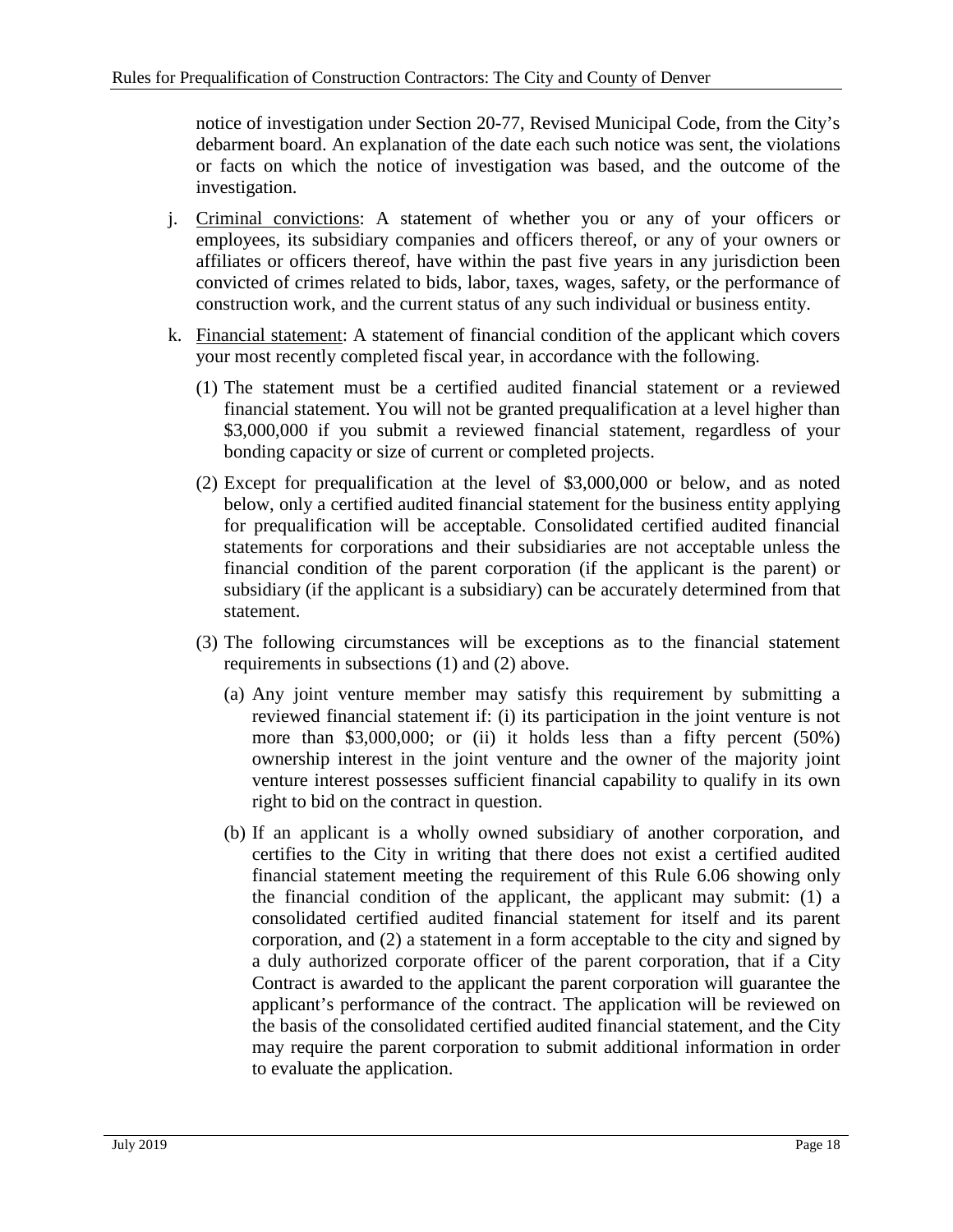notice of investigation under Section 20-77, Revised Municipal Code, from the City's debarment board. An explanation of the date each such notice was sent, the violations or facts on which the notice of investigation was based, and the outcome of the investigation.

j. Criminal convictions: A statement of whether you or any of your officers or employees, its subsidiary companies and officers thereof, or any of your owners or affiliates or officers thereof, have within the past five years in any jurisdiction been convicted of crimes related to bids, labor, taxes, wages, safety, or the performance of construction work, and the current status of any such individual or business entity.

k. Financial statement: A statement of financial condition of the applicant which covers your most recently completed fiscal year, in accordance with the following.

(1) The statement must be a certified audited financial statement or a reviewed financial statement. You will not be granted prequalification at a level higher than $3,000,000 if you submit a reviewed financial statement, regardless of your bonding capacity or size of current or completed projects.

(2) Except for prequalification at the level of $3,000,000 or below, and as noted below, only a certified audited financial statement for the business entity applying for prequalification will be acceptable. Consolidated certified audited financial statements for corporations and their subsidiaries are not acceptable unless the financial condition of the parent corporation (if the applicant is the parent) or subsidiary (if the applicant is a subsidiary) can be accurately determined from that statement.

(3) The following circumstances will be exceptions as to the financial statement requirements in subsections (1) and (2) above.

(a) Any joint venture member may satisfy this requirement by submitting a reviewed financial statement if: (i) its participation in the joint venture is not more than $3,000,000; or (ii) it holds less than a fifty percent (50%) ownership interest in the joint venture and the owner of the majority joint venture interest possesses sufficient financial capability to qualify in its own right to bid on the contract in question.

(b) If an applicant is a wholly owned subsidiary of another corporation, and certifies to the City in writing that there does not exist a certified audited financial statement meeting the requirement of this Rule 6.06 showing only the financial condition of the applicant, the applicant may submit: (1) a consolidated certified audited financial statement for itself and its parent corporation, and (2) a statement in a form acceptable to the city and signed by a duly authorized corporate officer of the parent corporation, that if a City Contract is awarded to the applicant the parent corporation will guarantee the applicant's performance of the contract. The application will be reviewed on the basis of the consolidated certified audited financial statement, and the City may require the parent corporation to submit additional information in order to evaluate the application.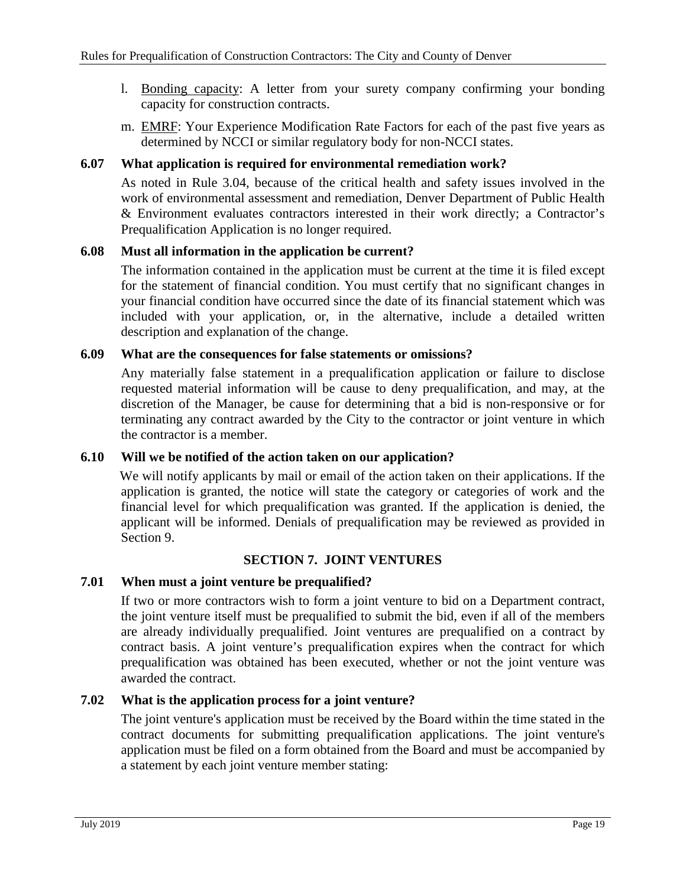l. Underline: Bonding capacity: A letter from your surety company confirming your bonding capacity for construction contracts.

m. EMRF: Your Experience Modification Rate Factors for each of the past five years as determined by NCCI or similar regulatory body for non-NCCI states.

### 6.07 What application is required for environmental remediation work?

As noted in Rule 3.04, because of the critical health and safety issues involved in the work of environmental assessment and remediation, Denver Department of Public Health & Environment evaluates contractors interested in their work directly; a Contractor's Prequalification Application is no longer required.

### 6.08 Must all information in the application be current?

The information contained in the application must be current at the time it is filed except for the statement of financial condition. You must certify that no significant changes in your financial condition have occurred since the date of its financial statement which was included with your application, or, in the alternative, include a detailed written description and explanation of the change.

### 6.09 What are the consequences for false statements or omissions?

Any materially false statement in a prequalification application or failure to disclose requested material information will be cause to deny prequalification, and may, at the discretion of the Manager, be cause for determining that a bid is non-responsive or for terminating any contract awarded by the City to the contractor or joint venture in which the contractor is a member.

### 6.10 Will we be notified of the action taken on our application?

We will notify applicants by mail or email of the action taken on their applications. If the application is granted, the notice will state the category or categories of work and the financial level for which prequalification was granted. If the application is denied, the applicant will be informed. Denials of prequalification may be reviewed as provided in Section 9.

## SECTION 7. JOINT VENTURES

### 7.01 When must a joint venture be prequalified?

If two or more contractors wish to form a joint venture to bid on a Department contract, the joint venture itself must be prequalified to submit the bid, even if all of the members are already individually prequalified. Joint ventures are prequalified on a contract by contract basis. A joint venture's prequalification expires when the contract for which prequalification was obtained has been executed, whether or not the joint venture was awarded the contract.

### 7.02 What is the application process for a joint venture?

The joint venture's application must be received by the Board within the time stated in the contract documents for submitting prequalification applications. The joint venture's application must be filed on a form obtained from the Board and must be accompanied by a statement by each joint venture member stating: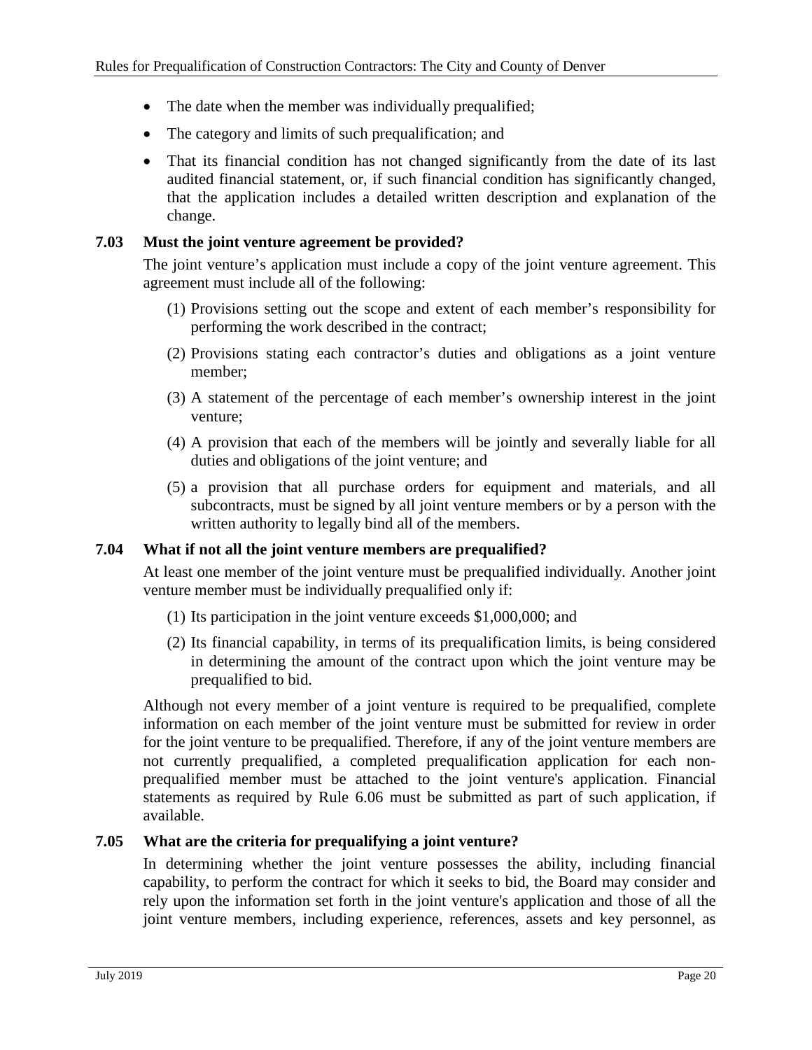- The date when the member was individually prequalified;
- The category and limits of such prequalification; and
- That its financial condition has not changed significantly from the date of its last audited financial statement, or, if such financial condition has significantly changed, that the application includes a detailed written description and explanation of the change.

### 7.03 Must the joint venture agreement be provided?

The joint venture's application must include a copy of the joint venture agreement. This agreement must include all of the following:

(1) Provisions setting out the scope and extent of each member's responsibility for performing the work described in the contract;

(2) Provisions stating each contractor's duties and obligations as a joint venture member;

(3) A statement of the percentage of each member's ownership interest in the joint venture;

(4) A provision that each of the members will be jointly and severally liable for all duties and obligations of the joint venture; and

(5) a provision that all purchase orders for equipment and materials, and all subcontracts, must be signed by all joint venture members or by a person with the written authority to legally bind all of the members.

### 7.04 What if not all the joint venture members are prequalified?

At least one member of the joint venture must be prequalified individually. Another joint venture member must be individually prequalified only if:

(1) Its participation in the joint venture exceeds $1,000,000; and

(2) Its financial capability, in terms of its prequalification limits, is being considered in determining the amount of the contract upon which the joint venture may be prequalified to bid.

Although not every member of a joint venture is required to be prequalified, complete information on each member of the joint venture must be submitted for review in order for the joint venture to be prequalified. Therefore, if any of the joint venture members are not currently prequalified, a completed prequalification application for each non-prequalified member must be attached to the joint venture's application. Financial statements as required by Rule 6.06 must be submitted as part of such application, if available.

### 7.05 What are the criteria for prequalifying a joint venture?

In determining whether the joint venture possesses the ability, including financial capability, to perform the contract for which it seeks to bid, the Board may consider and rely upon the information set forth in the joint venture's application and those of all the joint venture members, including experience, references, assets and key personnel, as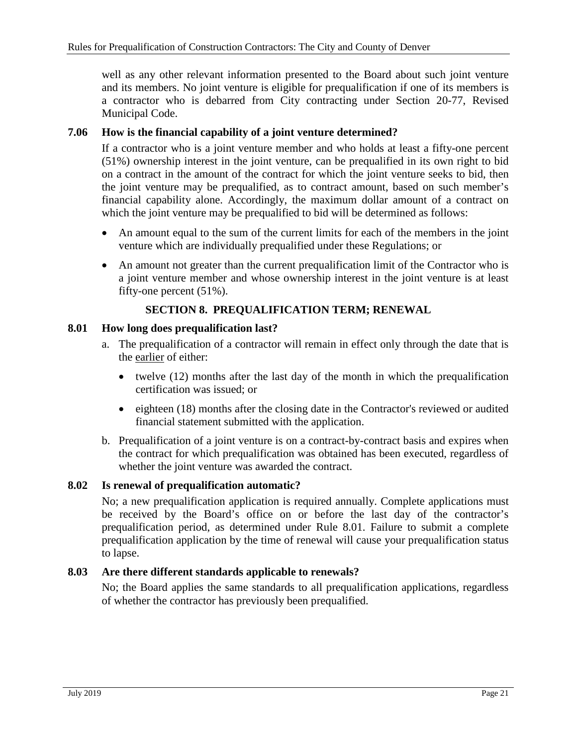well as any other relevant information presented to the Board about such joint venture and its members. No joint venture is eligible for prequalification if one of its members is a contractor who is debarred from City contracting under Section 20-77, Revised Municipal Code.

### 7.06 How is the financial capability of a joint venture determined?

If a contractor who is a joint venture member and who holds at least a fifty-one percent (51%) ownership interest in the joint venture, can be prequalified in its own right to bid on a contract in the amount of the contract for which the joint venture seeks to bid, then the joint venture may be prequalified, as to contract amount, based on such member's financial capability alone. Accordingly, the maximum dollar amount of a contract on which the joint venture may be prequalified to bid will be determined as follows:

- An amount equal to the sum of the current limits for each of the members in the joint venture which are individually prequalified under these Regulations; or
- An amount not greater than the current prequalification limit of the Contractor who is a joint venture member and whose ownership interest in the joint venture is at least fifty-one percent (51%).

## SECTION 8. PREQUALIFICATION TERM; RENEWAL

### 8.01 How long does prequalification last?

a. The prequalification of a contractor will remain in effect only through the date that is the earlier of either:
   - twelve (12) months after the last day of the month in which the prequalification certification was issued; or
   - eighteen (18) months after the closing date in the Contractor's reviewed or audited financial statement submitted with the application.

b. Prequalification of a joint venture is on a contract-by-contract basis and expires when the contract for which prequalification was obtained has been executed, regardless of whether the joint venture was awarded the contract.

### 8.02 Is renewal of prequalification automatic?

No; a new prequalification application is required annually. Complete applications must be received by the Board's office on or before the last day of the contractor's prequalification period, as determined under Rule 8.01. Failure to submit a complete prequalification application by the time of renewal will cause your prequalification status to lapse.

### 8.03 Are there different standards applicable to renewals?

No; the Board applies the same standards to all prequalification applications, regardless of whether the contractor has previously been prequalified.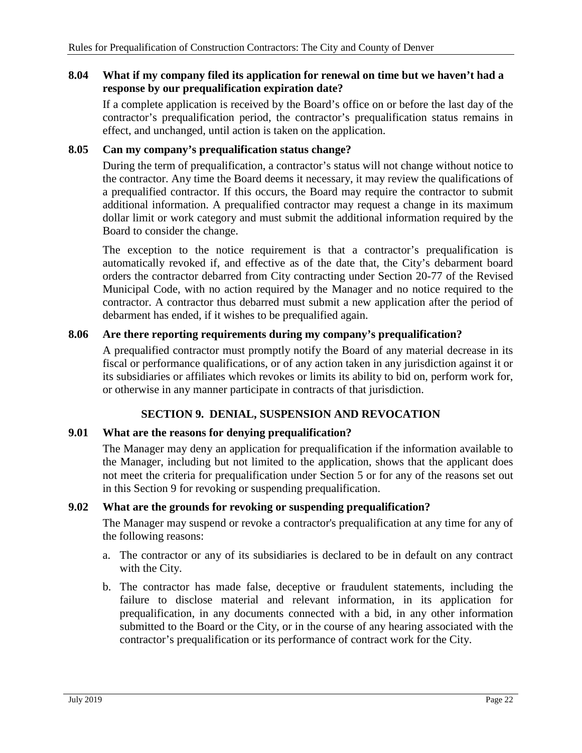### 8.04 What if my company filed its application for renewal on time but we haven't had a response by our prequalification expiration date?

If a complete application is received by the Board's office on or before the last day of the contractor's prequalification period, the contractor's prequalification status remains in effect, and unchanged, until action is taken on the application.

### 8.05 Can my company's prequalification status change?

During the term of prequalification, a contractor's status will not change without notice to the contractor. Any time the Board deems it necessary, it may review the qualifications of a prequalified contractor. If this occurs, the Board may require the contractor to submit additional information. A prequalified contractor may request a change in its maximum dollar limit or work category and must submit the additional information required by the Board to consider the change.

The exception to the notice requirement is that a contractor's prequalification is automatically revoked if, and effective as of the date that, the City's debarment board orders the contractor debarred from City contracting under Section 20-77 of the Revised Municipal Code, with no action required by the Manager and no notice required to the contractor. A contractor thus debarred must submit a new application after the period of debarment has ended, if it wishes to be prequalified again.

### 8.06 Are there reporting requirements during my company's prequalification?

A prequalified contractor must promptly notify the Board of any material decrease in its fiscal or performance qualifications, or of any action taken in any jurisdiction against it or its subsidiaries or affiliates which revokes or limits its ability to bid on, perform work for, or otherwise in any manner participate in contracts of that jurisdiction.

## SECTION 9. DENIAL, SUSPENSION AND REVOCATION

### 9.01 What are the reasons for denying prequalification?

The Manager may deny an application for prequalification if the information available to the Manager, including but not limited to the application, shows that the applicant does not meet the criteria for prequalification under Section 5 or for any of the reasons set out in this Section 9 for revoking or suspending prequalification.

### 9.02 What are the grounds for revoking or suspending prequalification?

The Manager may suspend or revoke a contractor's prequalification at any time for any of the following reasons:

a. The contractor or any of its subsidiaries is declared to be in default on any contract with the City.

b. The contractor has made false, deceptive or fraudulent statements, including the failure to disclose material and relevant information, in its application for prequalification, in any documents connected with a bid, in any other information submitted to the Board or the City, or in the course of any hearing associated with the contractor's prequalification or its performance of contract work for the City.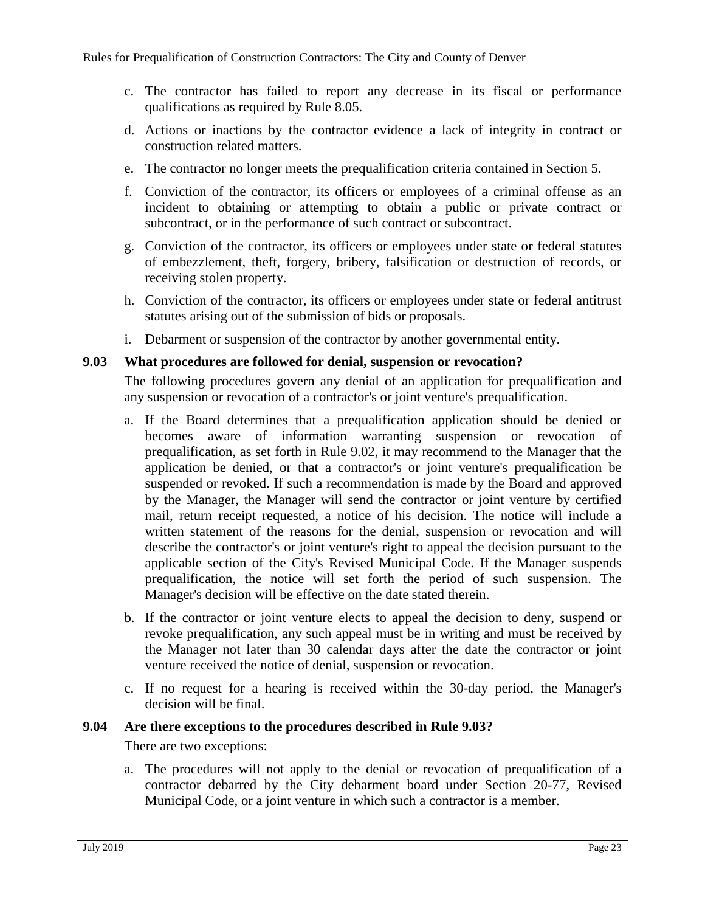c. The contractor has failed to report any decrease in its fiscal or performance qualifications as required by Rule 8.05.

d. Actions or inactions by the contractor evidence a lack of integrity in contract or construction related matters.

e. The contractor no longer meets the prequalification criteria contained in Section 5.

f. Conviction of the contractor, its officers or employees of a criminal offense as an incident to obtaining or attempting to obtain a public or private contract or subcontract, or in the performance of such contract or subcontract.

g. Conviction of the contractor, its officers or employees under state or federal statutes of embezzlement, theft, forgery, bribery, falsification or destruction of records, or receiving stolen property.

h. Conviction of the contractor, its officers or employees under state or federal antitrust statutes arising out of the submission of bids or proposals.

i. Debarment or suspension of the contractor by another governmental entity.

### 9.03 What procedures are followed for denial, suspension or revocation?

The following procedures govern any denial of an application for prequalification and any suspension or revocation of a contractor's or joint venture's prequalification.

a. If the Board determines that a prequalification application should be denied or becomes aware of information warranting suspension or revocation of prequalification, as set forth in Rule 9.02, it may recommend to the Manager that the application be denied, or that a contractor's or joint venture's prequalification be suspended or revoked. If such a recommendation is made by the Board and approved by the Manager, the Manager will send the contractor or joint venture by certified mail, return receipt requested, a notice of his decision. The notice will include a written statement of the reasons for the denial, suspension or revocation and will describe the contractor's or joint venture's right to appeal the decision pursuant to the applicable section of the City's Revised Municipal Code. If the Manager suspends prequalification, the notice will set forth the period of such suspension. The Manager's decision will be effective on the date stated therein.

b. If the contractor or joint venture elects to appeal the decision to deny, suspend or revoke prequalification, any such appeal must be in writing and must be received by the Manager not later than 30 calendar days after the date the contractor or joint venture received the notice of denial, suspension or revocation.

c. If no request for a hearing is received within the 30-day period, the Manager's decision will be final.

### 9.04 Are there exceptions to the procedures described in Rule 9.03?

There are two exceptions:

a. The procedures will not apply to the denial or revocation of prequalification of a contractor debarred by the City debarment board under Section 20-77, Revised Municipal Code, or a joint venture in which such a contractor is a member.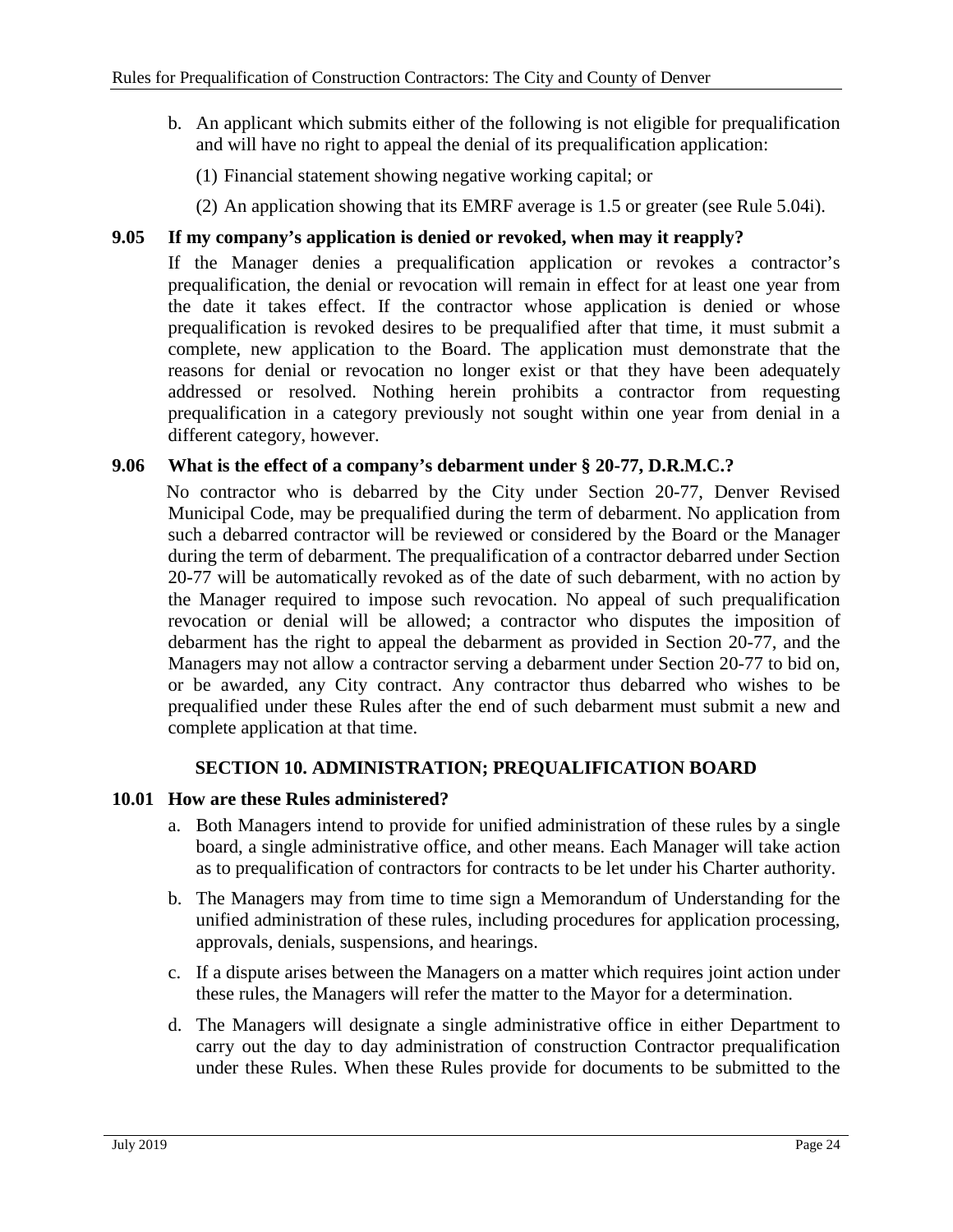b. An applicant which submits either of the following is not eligible for prequalification and will have no right to appeal the denial of its prequalification application:

   (1) Financial statement showing negative working capital; or

   (2) An application showing that its EMRF average is 1.5 or greater (see Rule 5.04i).

### 9.05 If my company's application is denied or revoked, when may it reapply?

If the Manager denies a prequalification application or revokes a contractor's prequalification, the denial or revocation will remain in effect for at least one year from the date it takes effect. If the contractor whose application is denied or whose prequalification is revoked desires to be prequalified after that time, it must submit a complete, new application to the Board. The application must demonstrate that the reasons for denial or revocation no longer exist or that they have been adequately addressed or resolved. Nothing herein prohibits a contractor from requesting prequalification in a category previously not sought within one year from denial in a different category, however.

### 9.06 What is the effect of a company's debarment under § 20-77, D.R.M.C.?

No contractor who is debarred by the City under Section 20-77, Denver Revised Municipal Code, may be prequalified during the term of debarment. No application from such a debarred contractor will be reviewed or considered by the Board or the Manager during the term of debarment. The prequalification of a contractor debarred under Section 20-77 will be automatically revoked as of the date of such debarment, with no action by the Manager required to impose such revocation. No appeal of such prequalification revocation or denial will be allowed; a contractor who disputes the imposition of debarment has the right to appeal the debarment as provided in Section 20-77, and the Managers may not allow a contractor serving a debarment under Section 20-77 to bid on, or be awarded, any City contract. Any contractor thus debarred who wishes to be prequalified under these Rules after the end of such debarment must submit a new and complete application at that time.

## SECTION 10. ADMINISTRATION; PREQUALIFICATION BOARD

### 10.01 How are these Rules administered?

a. Both Managers intend to provide for unified administration of these rules by a single board, a single administrative office, and other means. Each Manager will take action as to prequalification of contractors for contracts to be let under his Charter authority.

b. The Managers may from time to time sign a Memorandum of Understanding for the unified administration of these rules, including procedures for application processing, approvals, denials, suspensions, and hearings.

c. If a dispute arises between the Managers on a matter which requires joint action under these rules, the Managers will refer the matter to the Mayor for a determination.

d. The Managers will designate a single administrative office in either Department to carry out the day to day administration of construction Contractor prequalification under these Rules. When these Rules provide for documents to be submitted to the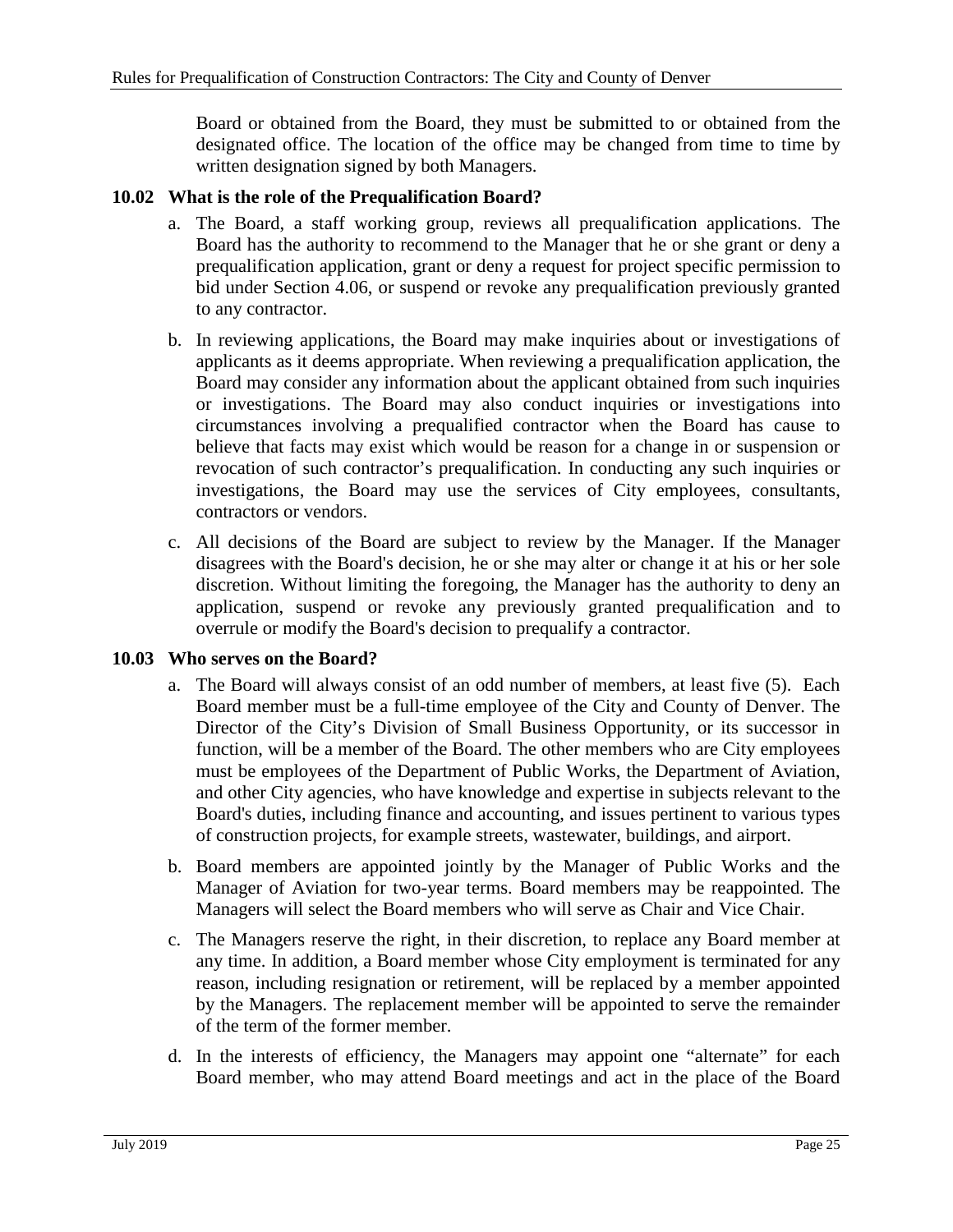Board or obtained from the Board, they must be submitted to or obtained from the designated office. The location of the office may be changed from time to time by written designation signed by both Managers.

### 10.02 What is the role of the Prequalification Board?

a. The Board, a staff working group, reviews all prequalification applications. The Board has the authority to recommend to the Manager that he or she grant or deny a prequalification application, grant or deny a request for project specific permission to bid under Section 4.06, or suspend or revoke any prequalification previously granted to any contractor.

b. In reviewing applications, the Board may make inquiries about or investigations of applicants as it deems appropriate. When reviewing a prequalification application, the Board may consider any information about the applicant obtained from such inquiries or investigations. The Board may also conduct inquiries or investigations into circumstances involving a prequalified contractor when the Board has cause to believe that facts may exist which would be reason for a change in or suspension or revocation of such contractor's prequalification. In conducting any such inquiries or investigations, the Board may use the services of City employees, consultants, contractors or vendors.

c. All decisions of the Board are subject to review by the Manager. If the Manager disagrees with the Board's decision, he or she may alter or change it at his or her sole discretion. Without limiting the foregoing, the Manager has the authority to deny an application, suspend or revoke any previously granted prequalification and to overrule or modify the Board's decision to prequalify a contractor.

### 10.03 Who serves on the Board?

a. The Board will always consist of an odd number of members, at least five (5). Each Board member must be a full-time employee of the City and County of Denver. The Director of the City's Division of Small Business Opportunity, or its successor in function, will be a member of the Board. The other members who are City employees must be employees of the Department of Public Works, the Department of Aviation, and other City agencies, who have knowledge and expertise in subjects relevant to the Board's duties, including finance and accounting, and issues pertinent to various types of construction projects, for example streets, wastewater, buildings, and airport.

b. Board members are appointed jointly by the Manager of Public Works and the Manager of Aviation for two-year terms. Board members may be reappointed. The Managers will select the Board members who will serve as Chair and Vice Chair.

c. The Managers reserve the right, in their discretion, to replace any Board member at any time. In addition, a Board member whose City employment is terminated for any reason, including resignation or retirement, will be replaced by a member appointed by the Managers. The replacement member will be appointed to serve the remainder of the term of the former member.

d. In the interests of efficiency, the Managers may appoint one "alternate" for each Board member, who may attend Board meetings and act in the place of the Board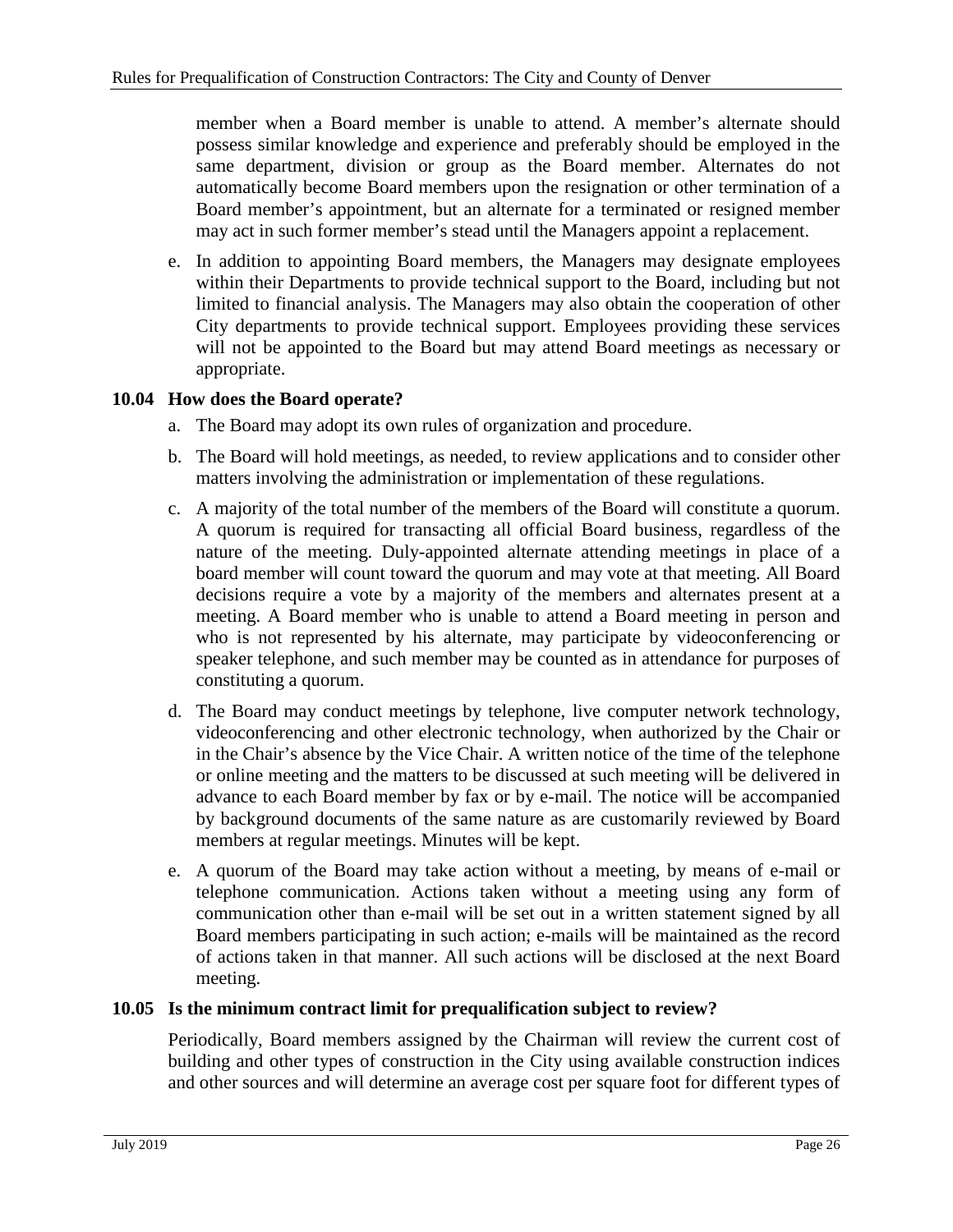member when a Board member is unable to attend. A member's alternate should possess similar knowledge and experience and preferably should be employed in the same department, division or group as the Board member. Alternates do not automatically become Board members upon the resignation or other termination of a Board member's appointment, but an alternate for a terminated or resigned member may act in such former member's stead until the Managers appoint a replacement.

e. In addition to appointing Board members, the Managers may designate employees within their Departments to provide technical support to the Board, including but not limited to financial analysis. The Managers may also obtain the cooperation of other City departments to provide technical support. Employees providing these services will not be appointed to the Board but may attend Board meetings as necessary or appropriate.

### 10.04 How does the Board operate?

a. The Board may adopt its own rules of organization and procedure.

b. The Board will hold meetings, as needed, to review applications and to consider other matters involving the administration or implementation of these regulations.

c. A majority of the total number of the members of the Board will constitute a quorum. A quorum is required for transacting all official Board business, regardless of the nature of the meeting. Duly-appointed alternate attending meetings in place of a board member will count toward the quorum and may vote at that meeting. All Board decisions require a vote by a majority of the members and alternates present at a meeting. A Board member who is unable to attend a Board meeting in person and who is not represented by his alternate, may participate by videoconferencing or speaker telephone, and such member may be counted as in attendance for purposes of constituting a quorum.

d. The Board may conduct meetings by telephone, live computer network technology, videoconferencing and other electronic technology, when authorized by the Chair or in the Chair's absence by the Vice Chair. A written notice of the time of the telephone or online meeting and the matters to be discussed at such meeting will be delivered in advance to each Board member by fax or by e-mail. The notice will be accompanied by background documents of the same nature as are customarily reviewed by Board members at regular meetings. Minutes will be kept.

e. A quorum of the Board may take action without a meeting, by means of e-mail or telephone communication. Actions taken without a meeting using any form of communication other than e-mail will be set out in a written statement signed by all Board members participating in such action; e-mails will be maintained as the record of actions taken in that manner. All such actions will be disclosed at the next Board meeting.

### 10.05 Is the minimum contract limit for prequalification subject to review?

Periodically, Board members assigned by the Chairman will review the current cost of building and other types of construction in the City using available construction indices and other sources and will determine an average cost per square foot for different types of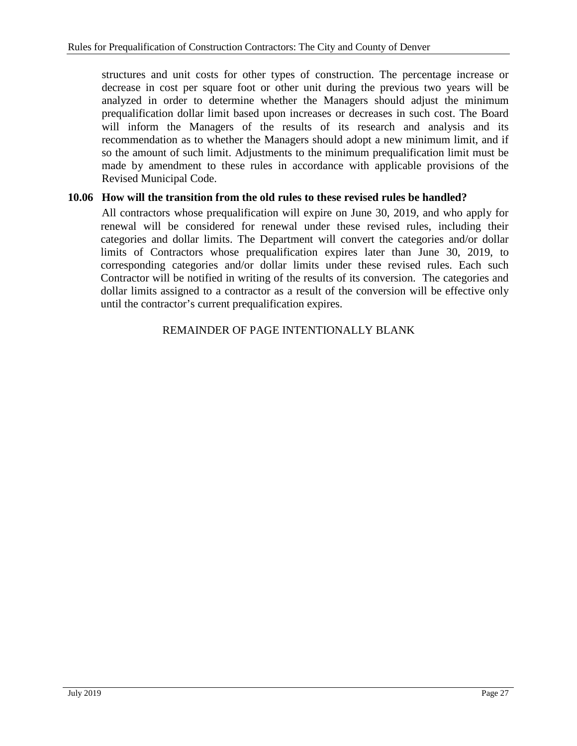structures and unit costs for other types of construction. The percentage increase or decrease in cost per square foot or other unit during the previous two years will be analyzed in order to determine whether the Managers should adjust the minimum prequalification dollar limit based upon increases or decreases in such cost. The Board will inform the Managers of the results of its research and analysis and its recommendation as to whether the Managers should adopt a new minimum limit, and if so the amount of such limit. Adjustments to the minimum prequalification limit must be made by amendment to these rules in accordance with applicable provisions of the Revised Municipal Code.

### 10.06 How will the transition from the old rules to these revised rules be handled?

All contractors whose prequalification will expire on June 30, 2019, and who apply for renewal will be considered for renewal under these revised rules, including their categories and dollar limits. The Department will convert the categories and/or dollar limits of Contractors whose prequalification expires later than June 30, 2019, to corresponding categories and/or dollar limits under these revised rules. Each such Contractor will be notified in writing of the results of its conversion. The categories and dollar limits assigned to a contractor as a result of the conversion will be effective only until the contractor's current prequalification expires.

REMAINDER OF PAGE INTENTIONALLY BLANK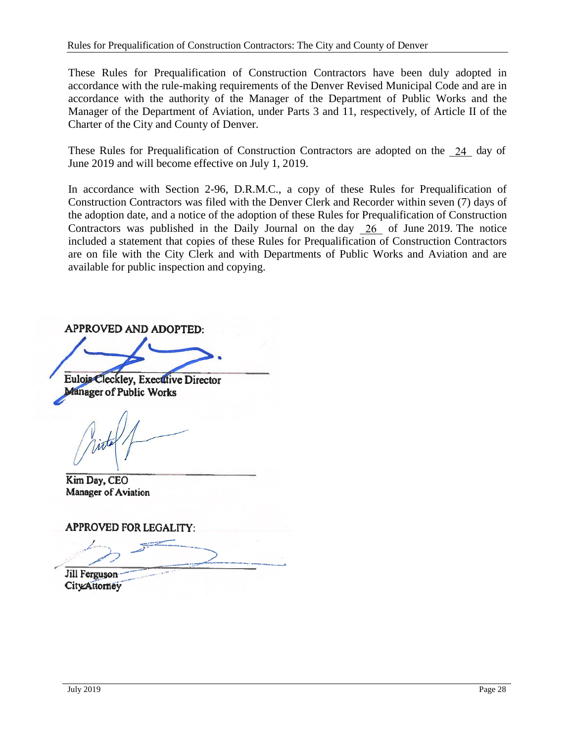These Rules for Prequalification of Construction Contractors have been duly adopted in accordance with the rule-making requirements of the Denver Revised Municipal Code and are in accordance with the authority of the Manager of the Department of Public Works and the Manager of the Department of Aviation, under Parts 3 and 11, respectively, of Article II of the Charter of the City and County of Denver.

These Rules for Prequalification of Construction Contractors are adopted on the 24 day of June 2019 and will become effective on July 1, 2019.

In accordance with Section 2-96, D.R.M.C., a copy of these Rules for Prequalification of Construction Contractors was filed with the Denver Clerk and Recorder within seven (7) days of the adoption date, and a notice of the adoption of these Rules for Prequalification of Construction Contractors was published in the Daily Journal on the day 26 of June 2019. The notice included a statement that copies of these Rules for Prequalification of Construction Contractors are on file with the City Clerk and with Departments of Public Works and Aviation and are available for public inspection and copying.

**APPROVED AND ADOPTED:**

Eulois Cleckley, Executive Director
Manager of Public Works

Kim Day, CEO
Manager of Aviation

**APPROVED FOR LEGALITY:**

Jill Ferguson
City Attorney